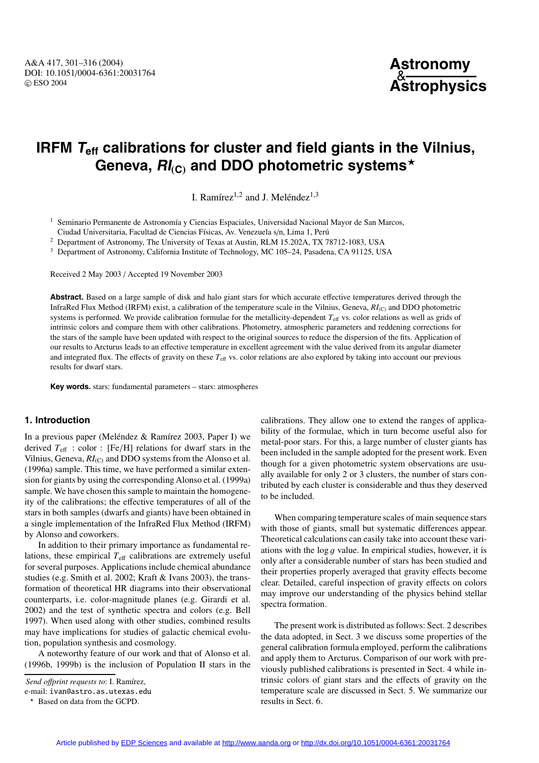# IRFM $T_{\rm eff}$ calibrations for cluster and field giants in the Vilnius, Geneva, $RI_{\rm (C)}$ and DDO photometric systems[⋆]

I. Ramírez[1,2] and J. Meléndez[1,3]

[1] Seminario Permanente de Astronomía y Ciencias Espaciales, Universidad Nacional Mayor de San Marcos, Ciudad Universitaria, Facultad de Ciencias Físicas, Av. Venezuela s/n, Lima 1, Perú

[2] Department of Astronomy, The University of Texas at Austin, RLM 15.202A, TX 78712-1083, USA

[3] Department of Astronomy, California Institute of Technology, MC 105–24, Pasadena, CA 91125, USA

Received 2 May 2003 / Accepted 19 November 2003

**Abstract.** Based on a large sample of disk and halo giant stars for which accurate effective temperatures derived through the InfraRed Flux Method (IRFM) exist, a calibration of the temperature scale in the Vilnius, Geneva, $RI_{\rm (C)}$ and DDO photometric systems is performed. We provide calibration formulae for the metallicity-dependent $T_{\rm eff}$ vs. color relations as well as grids of intrinsic colors and compare them with other calibrations. Photometry, atmospheric parameters and reddening corrections for the stars of the sample have been updated with respect to the original sources to reduce the dispersion of the fits. Application of our results to Arcturus leads to an effective temperature in excellent agreement with the value derived from its angular diameter and integrated flux. The effects of gravity on these $T_{\rm eff}$ vs. color relations are also explored by taking into account our previous results for dwarf stars.

**Key words.** stars: fundamental parameters – stars: atmospheres

## 1. Introduction

In a previous paper (Meléndez & Ramírez 2003, Paper I) we derived $T_{\rm eff}$ : color : [Fe/H] relations for dwarf stars in the Vilnius, Geneva, $RI_{\rm (C)}$ and DDO systems from the Alonso et al. (1996a) sample. This time, we have performed a similar extension for giants by using the corresponding Alonso et al. (1999a) sample. We have chosen this sample to maintain the homogeneity of the calibrations; the effective temperatures of all of the stars in both samples (dwarfs and giants) have been obtained in a single implementation of the InfraRed Flux Method (IRFM) by Alonso and coworkers.

In addition to their primary importance as fundamental relations, these empirical $T_{\rm eff}$ calibrations are extremely useful for several purposes. Applications include chemical abundance studies (e.g. Smith et al. 2002; Kraft & Ivans 2003), the transformation of theoretical HR diagrams into their observational counterparts, i.e. color-magnitude planes (e.g. Girardi et al. 2002) and the test of synthetic spectra and colors (e.g. Bell 1997). When used along with other studies, combined results may have implications for studies of galactic chemical evolution, population synthesis and cosmology.

A noteworthy feature of our work and that of Alonso et al. (1996b, 1999b) is the inclusion of Population II stars in the calibrations. They allow one to extend the ranges of applicability of the formulae, which in turn become useful also for metal-poor stars. For this, a large number of cluster giants has been included in the sample adopted for the present work. Even though for a given photometric system observations are usually available for only 2 or 3 clusters, the number of stars contributed by each cluster is considerable and thus they deserved to be included.

When comparing temperature scales of main sequence stars with those of giants, small but systematic differences appear. Theoretical calculations can easily take into account these variations with the $\log g$ value. In empirical studies, however, it is only after a considerable number of stars has been studied and their properties properly averaged that gravity effects become clear. Detailed, careful inspection of gravity effects on colors may improve our understanding of the physics behind stellar spectra formation.

The present work is distributed as follows: Sect. 2 describes the data adopted, in Sect. 3 we discuss some properties of the general calibration formula employed, perform the calibrations and apply them to Arcturus. Comparison of our work with previously published calibrations is presented in Sect. 4 while intrinsic colors of giant stars and the effects of gravity on the temperature scale are discussed in Sect. 5. We summarize our results in Sect. 6.

*Send offprint requests to*: I. Ramírez,
e-mail: ivan@astro.as.utexas.edu

[⋆] Based on data from the GCPD.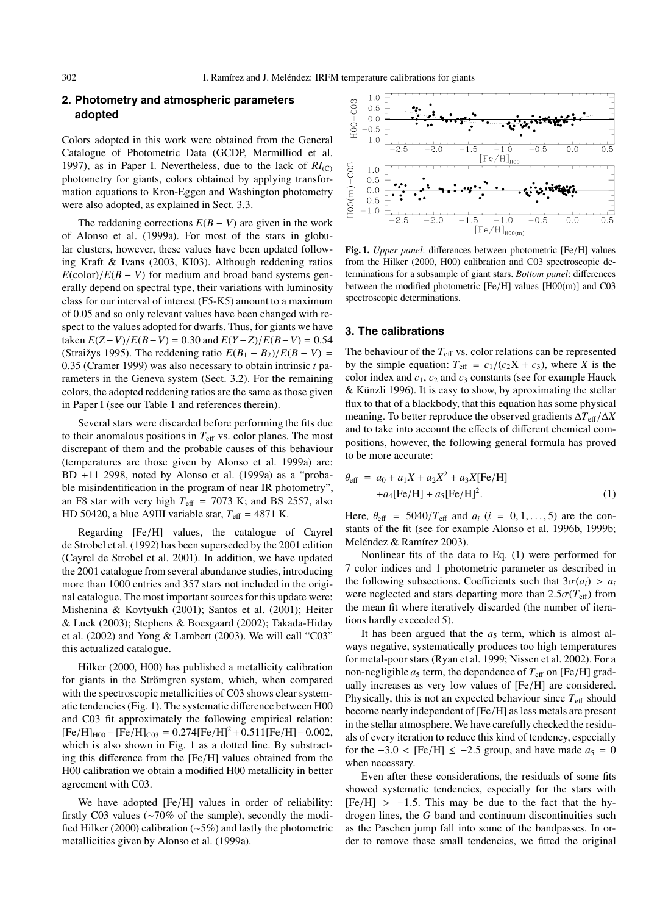## 2. Photometry and atmospheric parameters adopted

Colors adopted in this work were obtained from the General Catalogue of Photometric Data (GCDP, Mermilliod et al. 1997), as in Paper I. Nevertheless, due to the lack of $RI_{(C)}$ photometry for giants, colors obtained by applying transformation equations to Kron-Eggen and Washington photometry were also adopted, as explained in Sect. 3.3.

The reddening corrections $E(B-V)$ are given in the work of Alonso et al. (1999a). For most of the stars in globular clusters, however, these values have been updated following Kraft & Ivans (2003, KI03). Although reddening ratios $E(\mathrm{color})/E(B-V)$ for medium and broad band systems generally depend on spectral type, their variations with luminosity class for our interval of interest (F5-K5) amount to a maximum of 0.05 and so only relevant values have been changed with respect to the values adopted for dwarfs. Thus, for giants we have taken $E(Z-V)/E(B-V) = 0.30$ and $E(Y-Z)/E(B-V) = 0.54$ (Straižys 1995). The reddening ratio $E(B_1-B_2)/E(B-V) = 0.35$ (Cramer 1999) was also necessary to obtain intrinsic $t$ parameters in the Geneva system (Sect. 3.2). For the remaining colors, the adopted reddening ratios are the same as those given in Paper I (see our Table 1 and references therein).

Several stars were discarded before performing the fits due to their anomalous positions in $T_{\mathrm{eff}}$ vs. color planes. The most discrepant of them and the probable causes of this behaviour (temperatures are those given by Alonso et al. 1999a) are: BD +11 2998, noted by Alonso et al. (1999a) as a "probable misindentification in the program of near IR photometry", an F8 star with very high $T_{\mathrm{eff}} = 7073$ K; and BS 2557, also HD 50420, a blue A9III variable star, $T_{\mathrm{eff}} = 4871$ K.

Regarding [Fe/H] values, the catalogue of Cayrel de Strobel et al. (1992) has been superseded by the 2001 edition (Cayrel de Strobel et al. 2001). In addition, we have updated the 2001 catalogue from several abundance studies, introducing more than 1000 entries and 357 stars not included in the original catalogue. The most important sources for this update were: Mishenina & Kovtyukh (2001); Santos et al. (2001); Heiter & Luck (2003); Stephens & Boesgaard (2002); Takada-Hiday et al. (2002) and Yong & Lambert (2003). We will call "C03" this actualized catalogue.

Hilker (2000, H00) has published a metallicity calibration for giants in the Strömgren system, which, when compared with the spectroscopic metallicities of C03 shows clear systematic tendencies (Fig. 1). The systematic difference between H00 and C03 fit approximately the following empirical relation: $[\mathrm{Fe/H}]_{\mathrm{H00}} - [\mathrm{Fe/H}]_{\mathrm{C03}} = 0.274[\mathrm{Fe/H}]^2 + 0.511[\mathrm{Fe/H}] - 0.002$, which is also shown in Fig. 1 as a dotted line. By substracting this difference from the [Fe/H] values obtained from the H00 calibration we obtain a modified H00 metallicity in better agreement with C03.

We have adopted [Fe/H] values in order of reliability: firstly C03 values (~70% of the sample), secondly the modified Hilker (2000) calibration (~5%) and lastly the photometric metallicities given by Alonso et al. (1999a).

**Fig. 1.** *Upper panel*: differences between photometric [Fe/H] values from the Hilker (2000, H00) calibration and C03 spectroscopic determinations for a subsample of giant stars. *Bottom panel*: differences between the modified photometric [Fe/H] values [H00(m)] and C03 spectroscopic determinations.

## 3. The calibrations

The behaviour of the $T_{\mathrm{eff}}$ vs. color relations can be represented by the simple equation: $T_{\mathrm{eff}} = c_1/(c_2 X + c_3)$, where $X$ is the color index and $c_1$, $c_2$ and $c_3$ constants (see for example Hauck & Künzli 1996). It is easy to show, by aproximating the stellar flux to that of a blackbody, that this equation has some physical meaning. To better reproduce the observed gradients $\Delta T_{\mathrm{eff}}/\Delta X$ and to take into account the effects of different chemical compositions, however, the following general formula has proved to be more accurate:

$$\theta_{\mathrm{eff}} = a_0 + a_1 X + a_2 X^2 + a_3 X[\mathrm{Fe/H}] + a_4[\mathrm{Fe/H}] + a_5[\mathrm{Fe/H}]^2. \quad (1)$$

Here, $\theta_{\mathrm{eff}} = 5040/T_{\mathrm{eff}}$ and $a_i$ ($i = 0, 1, \ldots, 5$) are the constants of the fit (see for example Alonso et al. 1996b, 1999b; Meléndez & Ramírez 2003).

Nonlinear fits of the data to Eq. (1) were performed for 7 color indices and 1 photometric parameter as described in the following subsections. Coefficients such that $3\sigma(a_i) > a_i$ were neglected and stars departing more than $2.5\sigma(T_{\mathrm{eff}})$ from the mean fit where iteratively discarded (the number of iterations hardly exceeded 5).

It has been argued that the $a_5$ term, which is almost always negative, systematically produces too high temperatures for metal-poor stars (Ryan et al. 1999; Nissen et al. 2002). For a non-negligible $a_5$ term, the dependence of $T_{\mathrm{eff}}$ on [Fe/H] gradually increases as very low values of [Fe/H] are considered. Physically, this is not an expected behaviour since $T_{\mathrm{eff}}$ should become nearly independent of [Fe/H] as less metals are present in the stellar atmosphere. We have carefully checked the residuals of every iteration to reduce this kind of tendency, especially for the $-3.0 < [\mathrm{Fe/H}] \leq -2.5$ group, and have made $a_5 = 0$ when necessary.

Even after these considerations, the residuals of some fits showed systematic tendencies, especially for the stars with $[\mathrm{Fe/H}] > -1.5$. This may be due to the fact that the hydrogen lines, the $G$ band and continuum discontinuities such as the Paschen jump fall into some of the bandpasses. In order to remove these small tendencies, we fitted the original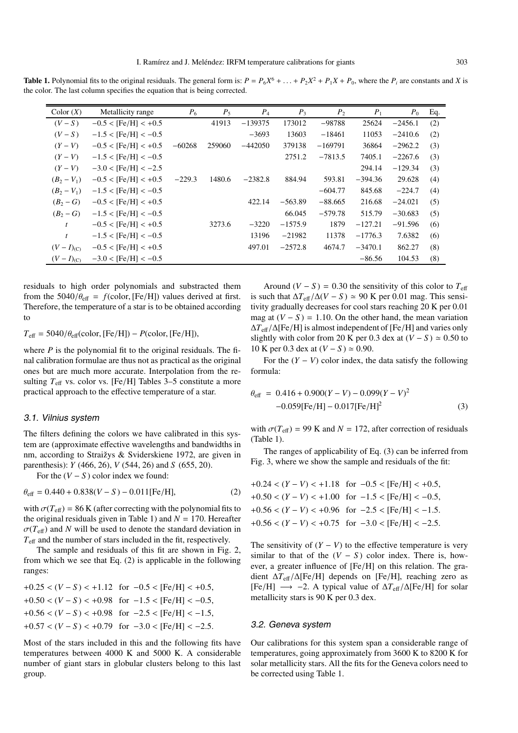**Table 1.** Polynomial fits to the original residuals. The general form is: $P = P_6X^6 + \ldots + P_2X^2 + P_1X + P_0$, where the $P_i$ are constants and $X$ is the color. The last column specifies the equation that is being corrected.

| Color ($X$) | Metallicity range | $P_6$ | $P_5$ | $P_4$ | $P_3$ | $P_2$ | $P_1$ | $P_0$ | Eq. |
|---|---|---|---|---|---|---|---|---|---|
| $(V-S)$ | $-0.5 <$ [Fe/H] $< +0.5$ | | 41913 | −139375 | 173012 | −98788 | 25624 | −2456.1 | (2) |
| $(V-S)$ | $-1.5 <$ [Fe/H] $< -0.5$ | | | −3693 | 13603 | −18461 | 11053 | −2410.6 | (2) |
| $(Y-V)$ | $-0.5 <$ [Fe/H] $< +0.5$ | −60268 | 259060 | −442050 | 379138 | −169791 | 36864 | −2962.2 | (3) |
| $(Y-V)$ | $-1.5 <$ [Fe/H] $< -0.5$ | | | | 2751.2 | −7813.5 | 7405.1 | −2267.6 | (3) |
| $(Y-V)$ | $-3.0 <$ [Fe/H] $< -2.5$ | | | | | | 294.14 | −129.34 | (3) |
| $(B_2-V_1)$ | $-0.5 <$ [Fe/H] $< +0.5$ | −229.3 | 1480.6 | −2382.8 | 884.94 | 593.81 | −394.36 | 29.628 | (4) |
| $(B_2-V_1)$ | $-1.5 <$ [Fe/H] $< -0.5$ | | | | | −604.77 | 845.68 | −224.7 | (4) |
| $(B_2-G)$ | $-0.5 <$ [Fe/H] $< +0.5$ | | | 422.14 | −563.89 | −88.665 | 216.68 | −24.021 | (5) |
| $(B_2-G)$ | $-1.5 <$ [Fe/H] $< -0.5$ | | | | 66.045 | −579.78 | 515.79 | −30.683 | (5) |
| $t$ | $-0.5 <$ [Fe/H] $< +0.5$ | | 3273.6 | −3220 | −1575.9 | 1879 | −127.21 | −91.596 | (6) |
| $t$ | $-1.5 <$ [Fe/H] $< -0.5$ | | | 13196 | −21982 | 11378 | −1776.3 | 7.6382 | (6) |
| $(V-I)_{(C)}$ | $-0.5 <$ [Fe/H] $< +0.5$ | | | 497.01 | −2572.8 | 4674.7 | −3470.1 | 862.27 | (8) |
| $(V-I)_{(C)}$ | $-3.0 <$ [Fe/H] $< -0.5$ | | | | | | −86.56 | 104.53 | (8) |

residuals to high order polynomials and substracted them from the $5040/\theta_{\rm eff} = f(\text{color}, [\text{Fe/H}])$ values derived at first. Therefore, the temperature of a star is to be obtained according to

$$T_{\rm eff} = 5040/\theta_{\rm eff}(\text{color}, [\text{Fe/H}]) - P(\text{color}, [\text{Fe/H}]),$$

where $P$ is the polynomial fit to the original residuals. The final calibration formulae are thus not as practical as the original ones but are much more accurate. Interpolation from the resulting $T_{\rm eff}$ vs. color vs. [Fe/H] Tables 3–5 constitute a more practical approach to the effective temperature of a star.

### 3.1. Vilnius system

The filters defining the colors we have calibrated in this system are (approximate effective wavelengths and bandwidths in nm, according to Straižys & Sviderskiene 1972, are given in parenthesis): $Y$ (466, 26), $V$ (544, 26) and $S$ (655, 20).

For the $(V-S)$ color index we found:

$$\theta_{\rm eff} = 0.440 + 0.838(V-S) - 0.011[\text{Fe/H}], \qquad (2)$$

with $\sigma(T_{\rm eff}) = 86$ K (after correcting with the polynomial fits to the original residuals given in Table 1) and $N = 170$. Hereafter $\sigma(T_{\rm eff})$ and $N$ will be used to denote the standard deviation in $T_{\rm eff}$ and the number of stars included in the fit, respectively.

The sample and residuals of this fit are shown in Fig. 2, from which we see that Eq. (2) is applicable in the following ranges:

$+0.25 < (V-S) < +1.12$ for $-0.5 <$ [Fe/H] $< +0.5$,
$+0.50 < (V-S) < +0.98$ for $-1.5 <$ [Fe/H] $< -0.5$,
$+0.56 < (V-S) < +0.98$ for $-2.5 <$ [Fe/H] $< -1.5$,
$+0.57 < (V-S) < +0.79$ for $-3.0 <$ [Fe/H] $< -2.5$.

Most of the stars included in this and the following fits have temperatures between 4000 K and 5000 K. A considerable number of giant stars in globular clusters belong to this last group.

Around $(V-S) = 0.30$ the sensitivity of this color to $T_{\rm eff}$ is such that $\Delta T_{\rm eff}/\Delta(V-S) \simeq 90$ K per 0.01 mag. This sensitivity gradually decreases for cool stars reaching 20 K per 0.01 mag at $(V-S) = 1.10$. On the other hand, the mean variation $\Delta T_{\rm eff}/\Delta[\text{Fe/H}]$ is almost independent of [Fe/H] and varies only slightly with color from 20 K per 0.3 dex at $(V-S) \simeq 0.50$ to 10 K per 0.3 dex at $(V-S) \simeq 0.90$.

For the $(Y-V)$ color index, the data satisfy the following formula:

$$\theta_{\rm eff} = 0.416 + 0.900(Y-V) - 0.099(Y-V)^2 - 0.059[\text{Fe/H}] - 0.017[\text{Fe/H}]^2 \qquad (3)$$

with $\sigma(T_{\rm eff}) = 99$ K and $N = 172$, after correction of residuals (Table 1).

The ranges of applicability of Eq. (3) can be inferred from Fig. 3, where we show the sample and residuals of the fit:

$+0.24 < (Y-V) < +1.18$ for $-0.5 <$ [Fe/H] $< +0.5$,
$+0.50 < (Y-V) < +1.00$ for $-1.5 <$ [Fe/H] $< -0.5$,
$+0.56 < (Y-V) < +0.96$ for $-2.5 <$ [Fe/H] $< -1.5$.
$+0.56 < (Y-V) < +0.75$ for $-3.0 <$ [Fe/H] $< -2.5$.

The sensitivity of $(Y-V)$ to the effective temperature is very similar to that of the $(V-S)$ color index. There is, however, a greater influence of [Fe/H] on this relation. The gradient $\Delta T_{\rm eff}/\Delta[\text{Fe/H}]$ depends on [Fe/H], reaching zero as $[\text{Fe/H}] \longrightarrow -2$. A typical value of $\Delta T_{\rm eff}/\Delta[\text{Fe/H}]$ for solar metallicity stars is 90 K per 0.3 dex.

### 3.2. Geneva system

Our calibrations for this system span a considerable range of temperatures, going approximately from 3600 K to 8200 K for solar metallicity stars. All the fits for the Geneva colors need to be corrected using Table 1.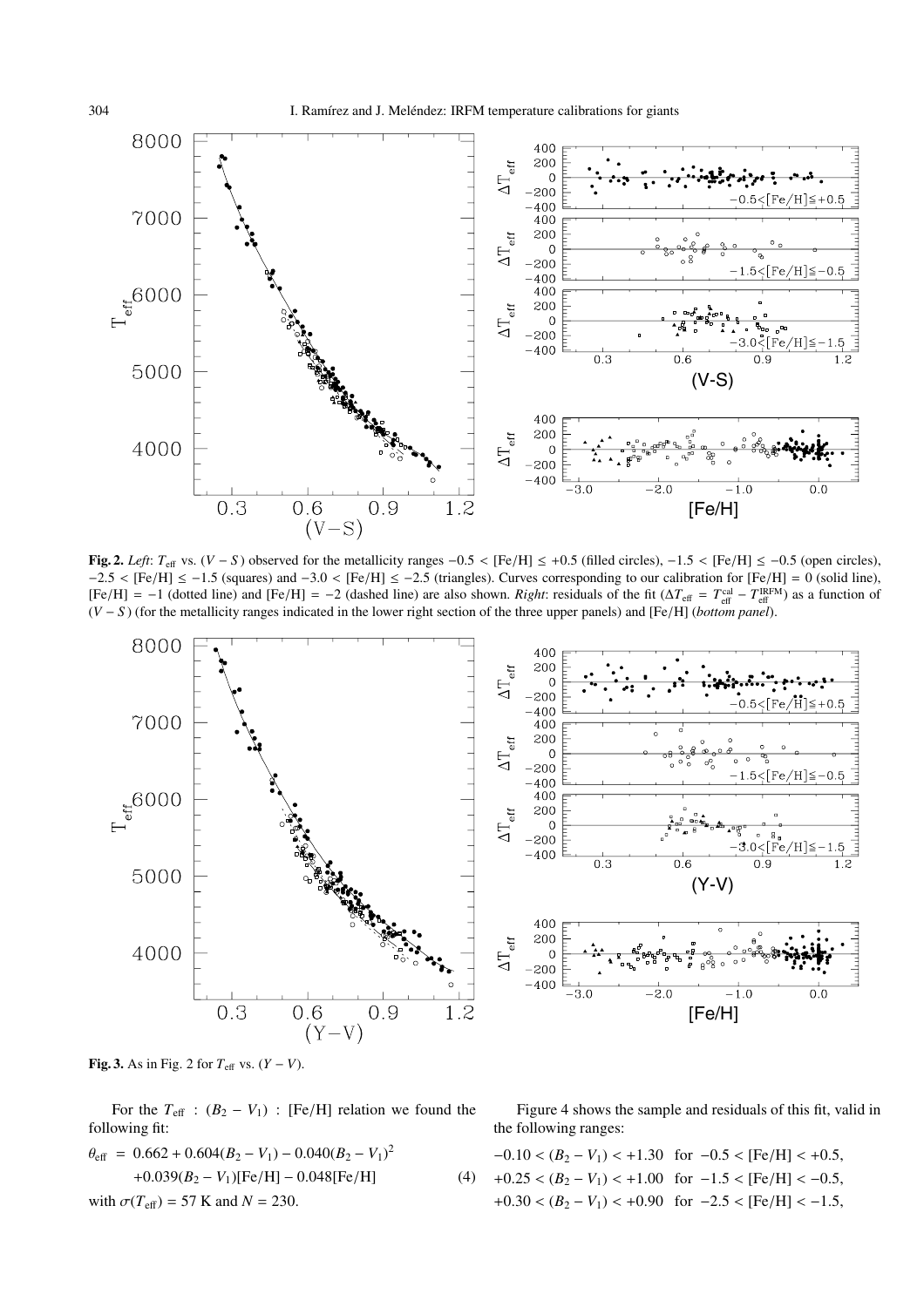**Fig. 2.** *Left*: $T_{\rm eff}$ vs. $(V-S)$ observed for the metallicity ranges $-0.5 < [{\rm Fe/H}] \leq +0.5$ (filled circles), $-1.5 < [{\rm Fe/H}] \leq -0.5$ (open circles), $-2.5 < [{\rm Fe/H}] \leq -1.5$ (squares) and $-3.0 < [{\rm Fe/H}] \leq -2.5$ (triangles). Curves corresponding to our calibration for $[{\rm Fe/H}] = 0$ (solid line), $[{\rm Fe/H}] = -1$ (dotted line) and $[{\rm Fe/H}] = -2$ (dashed line) are also shown. *Right*: residuals of the fit ($\Delta T_{\rm eff} = T_{\rm eff}^{\rm cal} - T_{\rm eff}^{\rm IRFM}$) as a function of $(V-S)$ (for the metallicity ranges indicated in the lower right section of the three upper panels) and [Fe/H] (*bottom panel*).

**Fig. 3.** As in Fig. 2 for $T_{\rm eff}$ vs. $(Y-V)$.

For the $T_{\rm eff}$ : $(B_2 - V_1)$ : [Fe/H] relation we found the following fit:

$$\theta_{\rm eff} = 0.662 + 0.604(B_2 - V_1) - 0.040(B_2 - V_1)^2 + 0.039(B_2 - V_1)[{\rm Fe/H}] - 0.048[{\rm Fe/H}] \quad (4)$$

with $\sigma(T_{\rm eff}) = 57$ K and $N = 230$.

Figure 4 shows the sample and residuals of this fit, valid in the following ranges:

$-0.10 < (B_2 - V_1) < +1.30$ for $-0.5 < [{\rm Fe/H}] < +0.5$,
$+0.25 < (B_2 - V_1) < +1.00$ for $-1.5 < [{\rm Fe/H}] < -0.5$,
$+0.30 < (B_2 - V_1) < +0.90$ for $-2.5 < [{\rm Fe/H}] < -1.5$,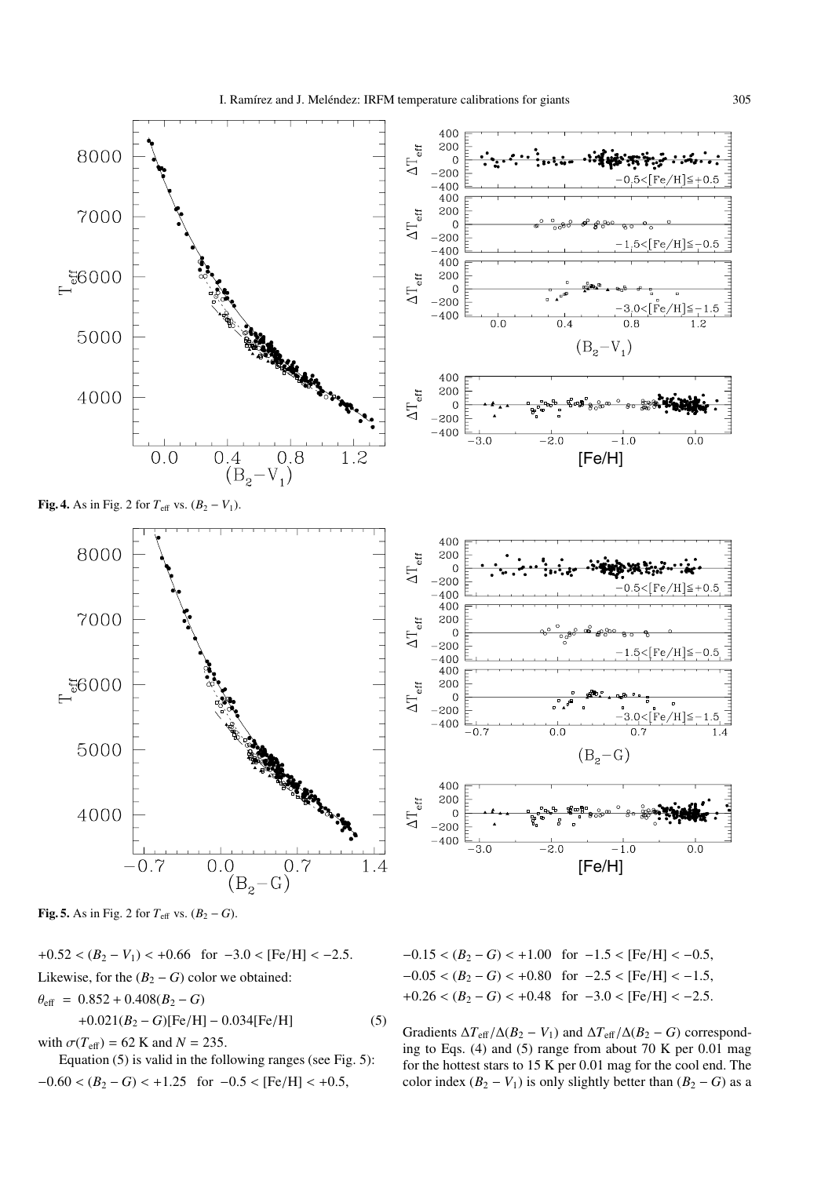**Fig. 4.** As in Fig. 2 for $T_{\rm eff}$ vs. $(B_2 - V_1)$.

**Fig. 5.** As in Fig. 2 for $T_{\rm eff}$ vs. $(B_2 - G)$.

$+0.52 < (B_2 - V_1) < +0.66$ for $-3.0 < [\mathrm{Fe/H}] < -2.5$.

Likewise, for the $(B_2 - G)$ color we obtained:

$$\theta_{\rm eff} = 0.852 + 0.408(B_2 - G) + 0.021(B_2 - G)[\mathrm{Fe/H}] - 0.034[\mathrm{Fe/H}] \quad (5)$$

with $\sigma(T_{\rm eff}) = 62$ K and $N = 235$.

Equation (5) is valid in the following ranges (see Fig. 5):

$-0.60 < (B_2 - G) < +1.25$ for $-0.5 < [\mathrm{Fe/H}] < +0.5$,

$-0.15 < (B_2 - G) < +1.00$ for $-1.5 < [\mathrm{Fe/H}] < -0.5$,

$-0.05 < (B_2 - G) < +0.80$ for $-2.5 < [\mathrm{Fe/H}] < -1.5$,

$+0.26 < (B_2 - G) < +0.48$ for $-3.0 < [\mathrm{Fe/H}] < -2.5$.

Gradients $\Delta T_{\rm eff}/\Delta(B_2 - V_1)$ and $\Delta T_{\rm eff}/\Delta(B_2 - G)$ corresponding to Eqs. (4) and (5) range from about 70 K per 0.01 mag for the hottest stars to 15 K per 0.01 mag for the cool end. The color index $(B_2 - V_1)$ is only slightly better than $(B_2 - G)$ as a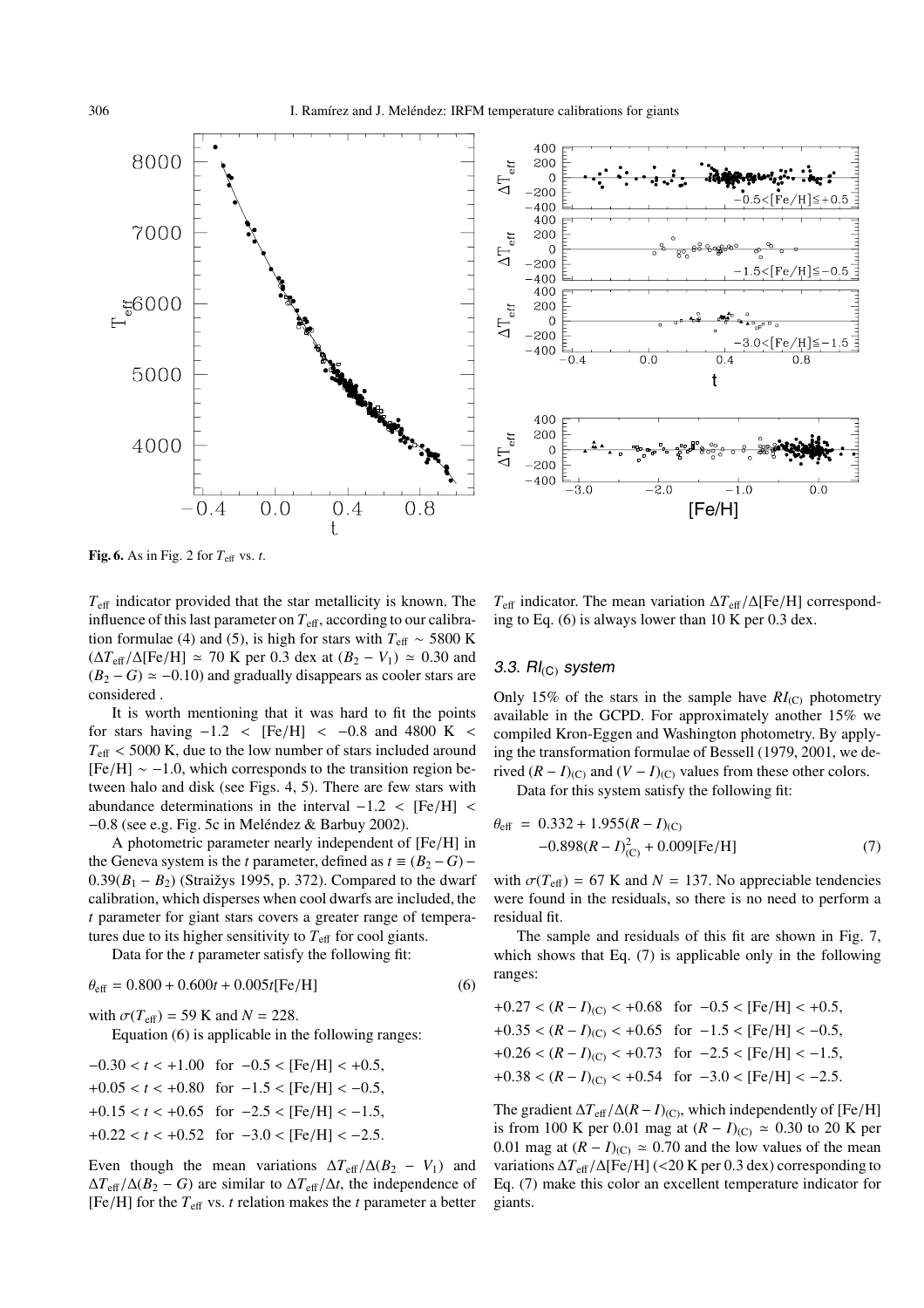**Fig. 6.** As in Fig. 2 for $T_{\rm eff}$ vs. $t$.

$T_{\rm eff}$ indicator provided that the star metallicity is known. The influence of this last parameter on $T_{\rm eff}$, according to our calibration formulae (4) and (5), is high for stars with $T_{\rm eff} \sim 5800$ K ($\Delta T_{\rm eff}/\Delta$[Fe/H] $\simeq 70$ K per 0.3 dex at $(B_2 - V_1) \simeq 0.30$ and $(B_2 - G) \simeq -0.10$) and gradually disappears as cooler stars are considered .

It is worth mentioning that it was hard to fit the points for stars having $-1.2 <$ [Fe/H] $< -0.8$ and 4800 K $< T_{\rm eff} <$ 5000 K, due to the low number of stars included around [Fe/H] $\sim -1.0$, which corresponds to the transition region between halo and disk (see Figs. 4, 5). There are few stars with abundance determinations in the interval $-1.2 <$ [Fe/H] $< -0.8$ (see e.g. Fig. 5c in Meléndez & Barbuy 2002).

A photometric parameter nearly independent of [Fe/H] in the Geneva system is the $t$ parameter, defined as $t \equiv (B_2 - G) - 0.39(B_1 - B_2)$ (Straižys 1995, p. 372). Compared to the dwarf calibration, which disperses when cool dwarfs are included, the $t$ parameter for giant stars covers a greater range of temperatures due to its higher sensitivity to $T_{\rm eff}$ for cool giants.

Data for the $t$ parameter satisfy the following fit:

$$\theta_{\rm eff} = 0.800 + 0.600t + 0.005t[\text{Fe/H}] \tag{6}$$

with $\sigma(T_{\rm eff}) = 59$ K and $N = 228$.

Equation (6) is applicable in the following ranges:

$-0.30 < t < +1.00$ for $-0.5 <$ [Fe/H] $< +0.5$,
$+0.05 < t < +0.80$ for $-1.5 <$ [Fe/H] $< -0.5$,
$+0.15 < t < +0.65$ for $-2.5 <$ [Fe/H] $< -1.5$,
$+0.22 < t < +0.52$ for $-3.0 <$ [Fe/H] $< -2.5$.

Even though the mean variations $\Delta T_{\rm eff}/\Delta(B_2 - V_1)$ and $\Delta T_{\rm eff}/\Delta(B_2 - G)$ are similar to $\Delta T_{\rm eff}/\Delta t$, the independence of [Fe/H] for the $T_{\rm eff}$ vs. $t$ relation makes the $t$ parameter a better $T_{\rm eff}$ indicator. The mean variation $\Delta T_{\rm eff}/\Delta$[Fe/H] corresponding to Eq. (6) is always lower than 10 K per 0.3 dex.

### 3.3. $RI_{\rm (C)}$ system

Only 15% of the stars in the sample have $RI_{\rm (C)}$ photometry available in the GCPD. For approximately another 15% we compiled Kron-Eggen and Washington photometry. By applying the transformation formulae of Bessell (1979, 2001, we derived $(R - I)_{\rm (C)}$ and $(V - I)_{\rm (C)}$ values from these other colors.

Data for this system satisfy the following fit:

$$\theta_{\rm eff} = 0.332 + 1.955(R - I)_{\rm (C)} - 0.898(R - I)^2_{\rm (C)} + 0.009[\text{Fe/H}] \tag{7}$$

with $\sigma(T_{\rm eff}) = 67$ K and $N = 137$. No appreciable tendencies were found in the residuals, so there is no need to perform a residual fit.

The sample and residuals of this fit are shown in Fig. 7, which shows that Eq. (7) is applicable only in the following ranges:

$+0.27 < (R - I)_{\rm (C)} < +0.68$ for $-0.5 <$ [Fe/H] $< +0.5$,
$+0.35 < (R - I)_{\rm (C)} < +0.65$ for $-1.5 <$ [Fe/H] $< -0.5$,
$+0.26 < (R - I)_{\rm (C)} < +0.73$ for $-2.5 <$ [Fe/H] $< -1.5$,
$+0.38 < (R - I)_{\rm (C)} < +0.54$ for $-3.0 <$ [Fe/H] $< -2.5$.

The gradient $\Delta T_{\rm eff}/\Delta(R - I)_{\rm (C)}$, which independently of [Fe/H] is from 100 K per 0.01 mag at $(R - I)_{\rm (C)} \simeq 0.30$ to 20 K per 0.01 mag at $(R - I)_{\rm (C)} \simeq 0.70$ and the low values of the mean variations $\Delta T_{\rm eff}/\Delta$[Fe/H] (<20 K per 0.3 dex) corresponding to Eq. (7) make this color an excellent temperature indicator for giants.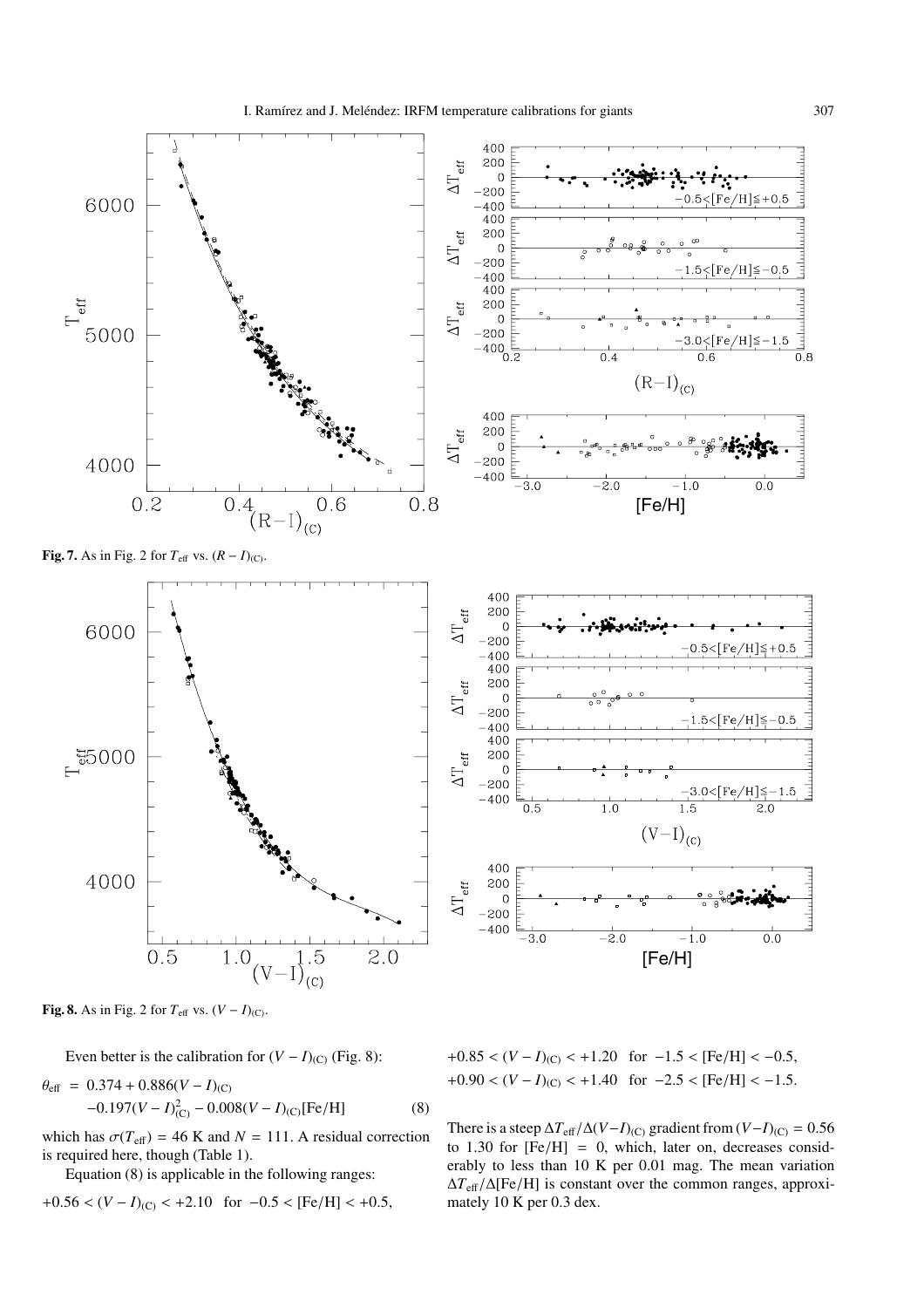**Fig. 7.** As in Fig. 2 for $T_{\rm eff}$ vs. $(R-I)_{\rm (C)}$.

**Fig. 8.** As in Fig. 2 for $T_{\rm eff}$ vs. $(V-I)_{\rm (C)}$.

Even better is the calibration for $(V-I)_{\rm (C)}$ (Fig. 8):

$$\theta_{\rm eff} = 0.374 + 0.886(V-I)_{\rm (C)} - 0.197(V-I)^2_{\rm (C)} - 0.008(V-I)_{\rm (C)}[{\rm Fe/H}] \quad (8)$$

which has $\sigma(T_{\rm eff}) = 46$ K and $N = 111$. A residual correction is required here, though (Table 1).

Equation (8) is applicable in the following ranges:

$+0.56 < (V-I)_{\rm (C)} < +2.10$ for $-0.5 < [{\rm Fe/H}] < +0.5$,
$+0.85 < (V-I)_{\rm (C)} < +1.20$ for $-1.5 < [{\rm Fe/H}] < -0.5$,
$+0.90 < (V-I)_{\rm (C)} < +1.40$ for $-2.5 < [{\rm Fe/H}] < -1.5$.

There is a steep $\Delta T_{\rm eff}/\Delta(V-I)_{\rm (C)}$ gradient from $(V-I)_{\rm (C)} = 0.56$ to 1.30 for $[{\rm Fe/H}] = 0$, which, later on, decreases considerably to less than 10 K per 0.01 mag. The mean variation $\Delta T_{\rm eff}/\Delta[{\rm Fe/H}]$ is constant over the common ranges, approximately 10 K per 0.3 dex.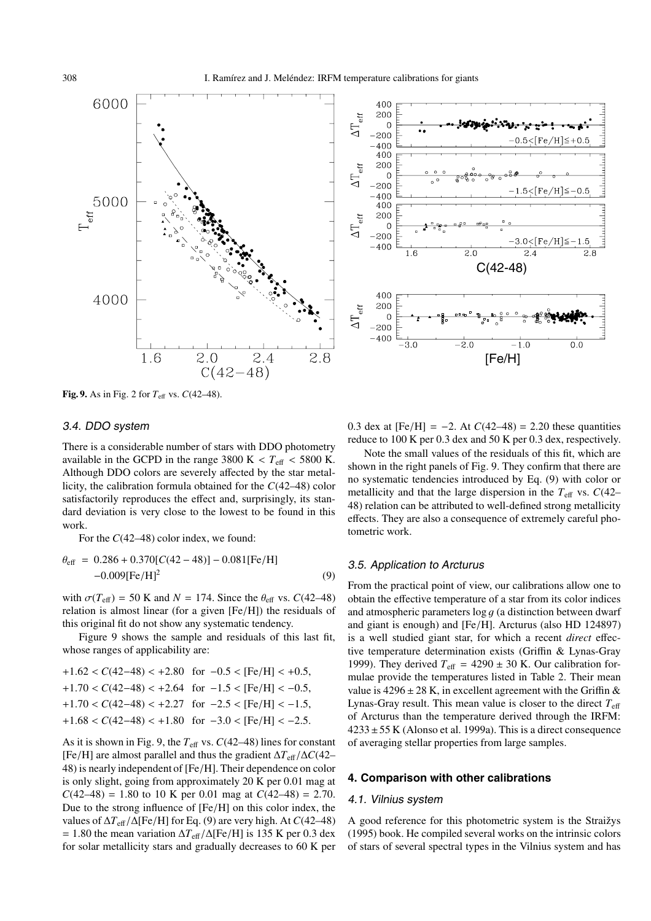**Fig. 9.** As in Fig. 2 for $T_{\rm eff}$ vs. $C(42–48)$.

### 3.4. DDO system

There is a considerable number of stars with DDO photometry available in the GCPD in the range $3800\ {\rm K} < T_{\rm eff} < 5800\ {\rm K}$. Although DDO colors are severely affected by the star metallicity, the calibration formula obtained for the $C(42–48)$ color satisfactorily reproduces the effect and, surprisingly, its standard deviation is very close to the lowest to be found in this work.

For the $C(42–48)$ color index, we found:

$$\theta_{\rm eff} = 0.286 + 0.370[C(42-48)] - 0.081[{\rm Fe/H}] -0.009[{\rm Fe/H}]^2 \quad (9)$$

with $\sigma(T_{\rm eff}) = 50$ K and $N = 174$. Since the $\theta_{\rm eff}$ vs. $C(42–48)$ relation is almost linear (for a given [Fe/H]) the residuals of this original fit do not show any systematic tendency.

Figure 9 shows the sample and residuals of this last fit, whose ranges of applicability are:

$+1.62 < C(42-48) < +2.80$ for $-0.5 < [{\rm Fe/H}] < +0.5$,
$+1.70 < C(42-48) < +2.64$ for $-1.5 < [{\rm Fe/H}] < -0.5$,
$+1.70 < C(42-48) < +2.27$ for $-2.5 < [{\rm Fe/H}] < -1.5$,
$+1.68 < C(42-48) < +1.80$ for $-3.0 < [{\rm Fe/H}] < -2.5$.

As it is shown in Fig. 9, the $T_{\rm eff}$ vs. $C(42–48)$ lines for constant [Fe/H] are almost parallel and thus the gradient $\Delta T_{\rm eff}/\Delta C(42–48)$ is nearly independent of [Fe/H]. Their dependence on color is only slight, going from approximately 20 K per 0.01 mag at $C(42–48) = 1.80$ to 10 K per 0.01 mag at $C(42–48) = 2.70$. Due to the strong influence of [Fe/H] on this color index, the values of $\Delta T_{\rm eff}/\Delta[{\rm Fe/H}]$ for Eq. (9) are very high. At $C(42–48) = 1.80$ the mean variation $\Delta T_{\rm eff}/\Delta[{\rm Fe/H}]$ is 135 K per 0.3 dex for solar metallicity stars and gradually decreases to 60 K per 0.3 dex at $[{\rm Fe/H}] = -2$. At $C(42–48) = 2.20$ these quantities reduce to 100 K per 0.3 dex and 50 K per 0.3 dex, respectively.

Note the small values of the residuals of this fit, which are shown in the right panels of Fig. 9. They confirm that there are no systematic tendencies introduced by Eq. (9) with color or metallicity and that the large dispersion in the $T_{\rm eff}$ vs. $C(42–48)$ relation can be attributed to well-defined strong metallicity effects. They are also a consequence of extremely careful photometric work.

### 3.5. Application to Arcturus

From the practical point of view, our calibrations allow one to obtain the effective temperature of a star from its color indices and atmospheric parameters $\log g$ (a distinction between dwarf and giant is enough) and [Fe/H]. Arcturus (also HD 124897) is a well studied giant star, for which a recent *direct* effective temperature determination exists (Griffin & Lynas-Gray 1999). They derived $T_{\rm eff} = 4290 \pm 30$ K. Our calibration formulae provide the temperatures listed in Table 2. Their mean value is $4296 \pm 28$ K, in excellent agreement with the Griffin & Lynas-Gray result. This mean value is closer to the direct $T_{\rm eff}$ of Arcturus than the temperature derived through the IRFM: $4233 \pm 55$ K (Alonso et al. 1999a). This is a direct consequence of averaging stellar properties from large samples.

## 4. Comparison with other calibrations

### 4.1. Vilnius system

A good reference for this photometric system is the Straižys (1995) book. He compiled several works on the intrinsic colors of stars of several spectral types in the Vilnius system and has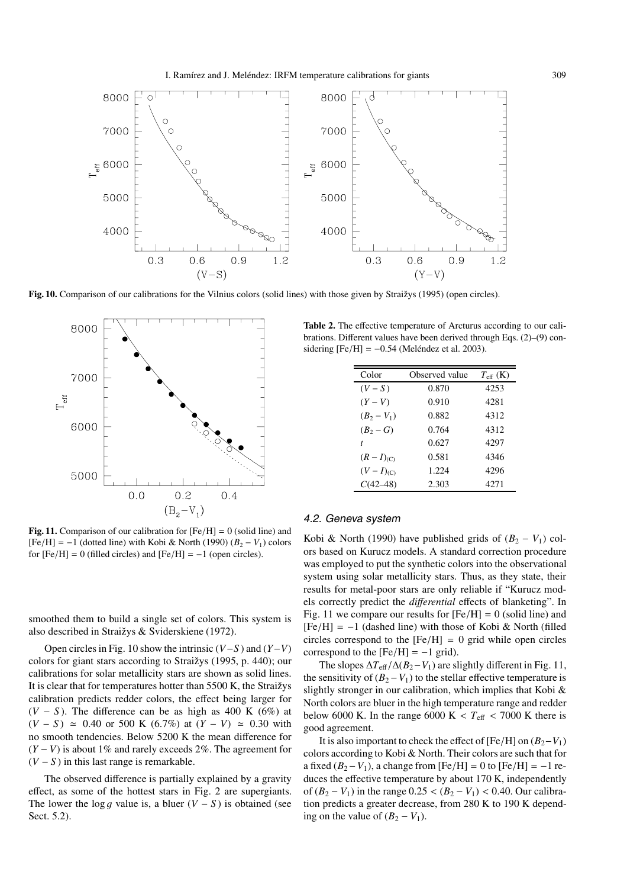**Fig. 10.** Comparison of our calibrations for the Vilnius colors (solid lines) with those given by Straižys (1995) (open circles).

**Fig. 11.** Comparison of our calibration for [Fe/H] = 0 (solid line) and [Fe/H] = −1 (dotted line) with Kobi & North (1990) $(B_2 - V_1)$ colors for [Fe/H] = 0 (filled circles) and [Fe/H] = −1 (open circles).

smoothed them to build a single set of colors. This system is also described in Straižys & Sviderskiene (1972).

Open circles in Fig. 10 show the intrinsic $(V-S)$ and $(Y-V)$ colors for giant stars according to Straižys (1995, p. 440); our calibrations for solar metallicity stars are shown as solid lines. It is clear that for temperatures hotter than 5500 K, the Straižys calibration predicts redder colors, the effect being larger for $(V - S)$. The difference can be as high as 400 K (6%) at $(V - S) \simeq 0.40$ or 500 K (6.7%) at $(Y - V) \simeq 0.30$ with no smooth tendencies. Below 5200 K the mean difference for $(Y - V)$ is about 1% and rarely exceeds 2%. The agreement for $(V - S)$ in this last range is remarkable.

The observed difference is partially explained by a gravity effect, as some of the hottest stars in Fig. 2 are supergiants. The lower the $\log g$ value is, a bluer $(V - S)$ is obtained (see Sect. 5.2).

**Table 2.** The effective temperature of Arcturus according to our calibrations. Different values have been derived through Eqs. (2)–(9) considering [Fe/H] = −0.54 (Meléndez et al. 2003).

| Color | Observed value | $T_{\rm eff}$ (K) |
|---|---|---|
| $(V - S)$ | 0.870 | 4253 |
| $(Y - V)$ | 0.910 | 4281 |
| $(B_2 - V_1)$ | 0.882 | 4312 |
| $(B_2 - G)$ | 0.764 | 4312 |
| $t$ | 0.627 | 4297 |
| $(R - I)_{\rm (C)}$ | 0.581 | 4346 |
| $(V - I)_{\rm (C)}$ | 1.224 | 4296 |
| $C(42\text{–}48)$ | 2.303 | 4271 |

### 4.2. Geneva system

Kobi & North (1990) have published grids of $(B_2 - V_1)$ colors based on Kurucz models. A standard correction procedure was employed to put the synthetic colors into the observational system using solar metallicity stars. Thus, as they state, their results for metal-poor stars are only reliable if "Kurucz models correctly predict the *differential* effects of blanketing". In Fig. 11 we compare our results for [Fe/H] = 0 (solid line) and [Fe/H] = −1 (dashed line) with those of Kobi & North (filled circles correspond to the [Fe/H] = 0 grid while open circles correspond to the [Fe/H] = −1 grid).

The slopes $\Delta T_{\rm eff}/\Delta(B_2 - V_1)$ are slightly different in Fig. 11, the sensitivity of $(B_2 - V_1)$ to the stellar effective temperature is slightly stronger in our calibration, which implies that Kobi & North colors are bluer in the high temperature range and redder below 6000 K. In the range 6000 K $< T_{\rm eff} <$ 7000 K there is good agreement.

It is also important to check the effect of [Fe/H] on $(B_2 - V_1)$ colors according to Kobi & North. Their colors are such that for a fixed $(B_2 - V_1)$, a change from [Fe/H] = 0 to [Fe/H] = −1 reduces the effective temperature by about 170 K, independently of $(B_2 - V_1)$ in the range $0.25 < (B_2 - V_1) < 0.40$. Our calibration predicts a greater decrease, from 280 K to 190 K depending on the value of $(B_2 - V_1)$.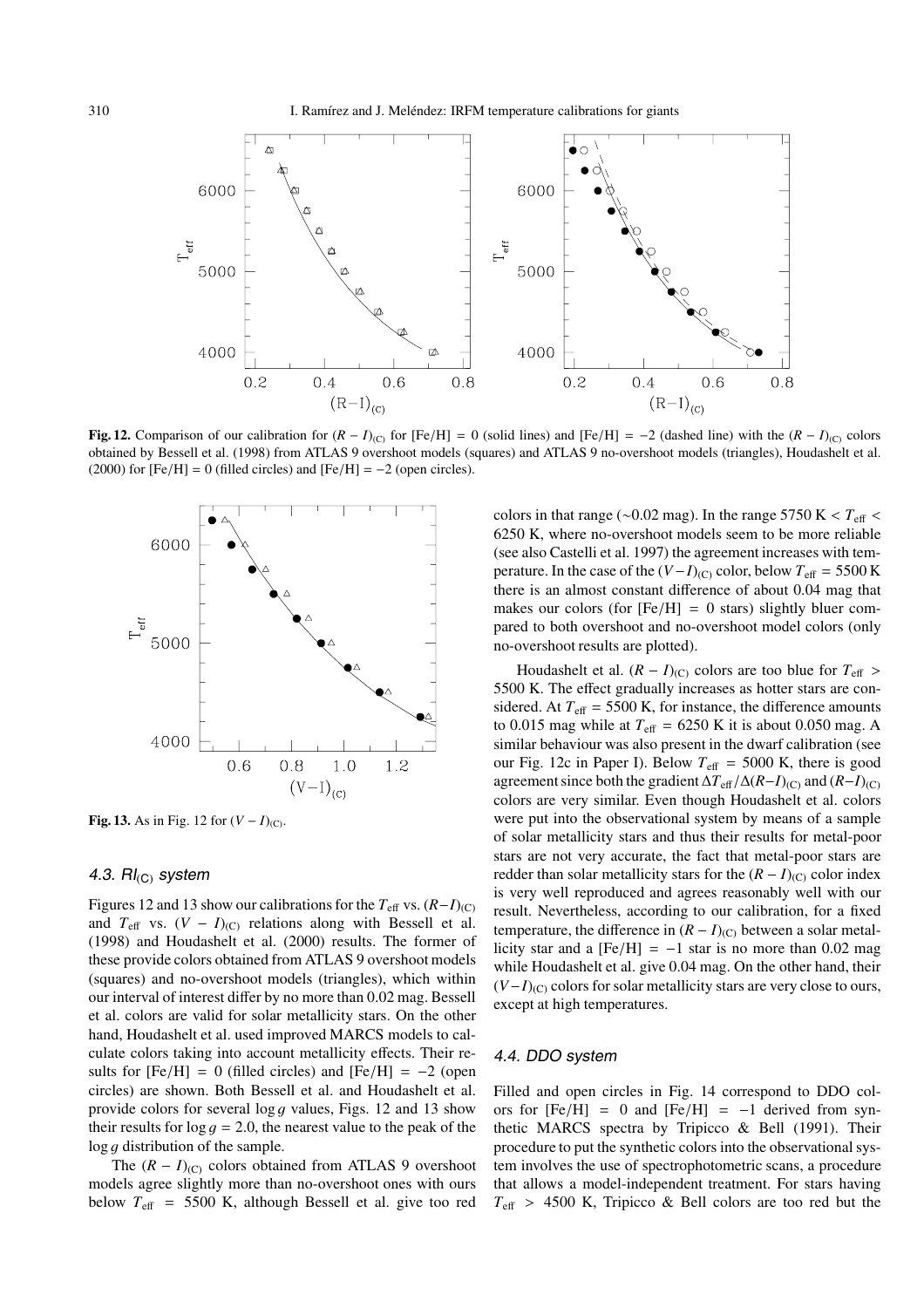**Fig. 12.** Comparison of our calibration for $(R-I)_{(C)}$ for [Fe/H] = 0 (solid lines) and [Fe/H] = −2 (dashed line) with the $(R-I)_{(C)}$ colors obtained by Bessell et al. (1998) from ATLAS 9 overshoot models (squares) and ATLAS 9 no-overshoot models (triangles), Houdashelt et al. (2000) for [Fe/H] = 0 (filled circles) and [Fe/H] = −2 (open circles).

**Fig. 13.** As in Fig. 12 for $(V-I)_{(C)}$.

### 4.3. $RI_{(C)}$ system

Figures 12 and 13 show our calibrations for the $T_{\rm eff}$ vs. $(R-I)_{(C)}$ and $T_{\rm eff}$ vs. $(V-I)_{(C)}$ relations along with Bessell et al. (1998) and Houdashelt et al. (2000) results. The former of these provide colors obtained from ATLAS 9 overshoot models (squares) and no-overshoot models (triangles), which within our interval of interest differ by no more than 0.02 mag. Bessell et al. colors are valid for solar metallicity stars. On the other hand, Houdashelt et al. used improved MARCS models to calculate colors taking into account metallicity effects. Their results for [Fe/H] = 0 (filled circles) and [Fe/H] = −2 (open circles) are shown. Both Bessell et al. and Houdashelt et al. provide colors for several $\log g$ values, Figs. 12 and 13 show their results for $\log g = 2.0$, the nearest value to the peak of the $\log g$ distribution of the sample.

The $(R-I)_{(C)}$ colors obtained from ATLAS 9 overshoot models agree slightly more than no-overshoot ones with ours below $T_{\rm eff}$ = 5500 K, although Bessell et al. give too red colors in that range (∼0.02 mag). In the range 5750 K < $T_{\rm eff}$ < 6250 K, where no-overshoot models seem to be more reliable (see also Castelli et al. 1997) the agreement increases with temperature. In the case of the $(V-I)_{(C)}$ color, below $T_{\rm eff}$ = 5500 K there is an almost constant difference of about 0.04 mag that makes our colors (for [Fe/H] = 0 stars) slightly bluer compared to both overshoot and no-overshoot model colors (only no-overshoot results are plotted).

Houdashelt et al. $(R-I)_{(C)}$ colors are too blue for $T_{\rm eff}$ > 5500 K. The effect gradually increases as hotter stars are considered. At $T_{\rm eff}$ = 5500 K, for instance, the difference amounts to 0.015 mag while at $T_{\rm eff}$ = 6250 K it is about 0.050 mag. A similar behaviour was also present in the dwarf calibration (see our Fig. 12c in Paper I). Below $T_{\rm eff}$ = 5000 K, there is good agreement since both the gradient $\Delta T_{\rm eff}/\Delta(R-I)_{(C)}$ and $(R-I)_{(C)}$ colors are very similar. Even though Houdashelt et al. colors were put into the observational system by means of a sample of solar metallicity stars and thus their results for metal-poor stars are not very accurate, the fact that metal-poor stars are redder than solar metallicity stars for the $(R-I)_{(C)}$ color index is very well reproduced and agrees reasonably well with our result. Nevertheless, according to our calibration, for a fixed temperature, the difference in $(R-I)_{(C)}$ between a solar metallicity star and a [Fe/H] = −1 star is no more than 0.02 mag while Houdashelt et al. give 0.04 mag. On the other hand, their $(V-I)_{(C)}$ colors for solar metallicity stars are very close to ours, except at high temperatures.

### 4.4. DDO system

Filled and open circles in Fig. 14 correspond to DDO colors for [Fe/H] = 0 and [Fe/H] = −1 derived from synthetic MARCS spectra by Tripicco & Bell (1991). Their procedure to put the synthetic colors into the observational system involves the use of spectrophotometric scans, a procedure that allows a model-independent treatment. For stars having $T_{\rm eff}$ > 4500 K, Tripicco & Bell colors are too red but the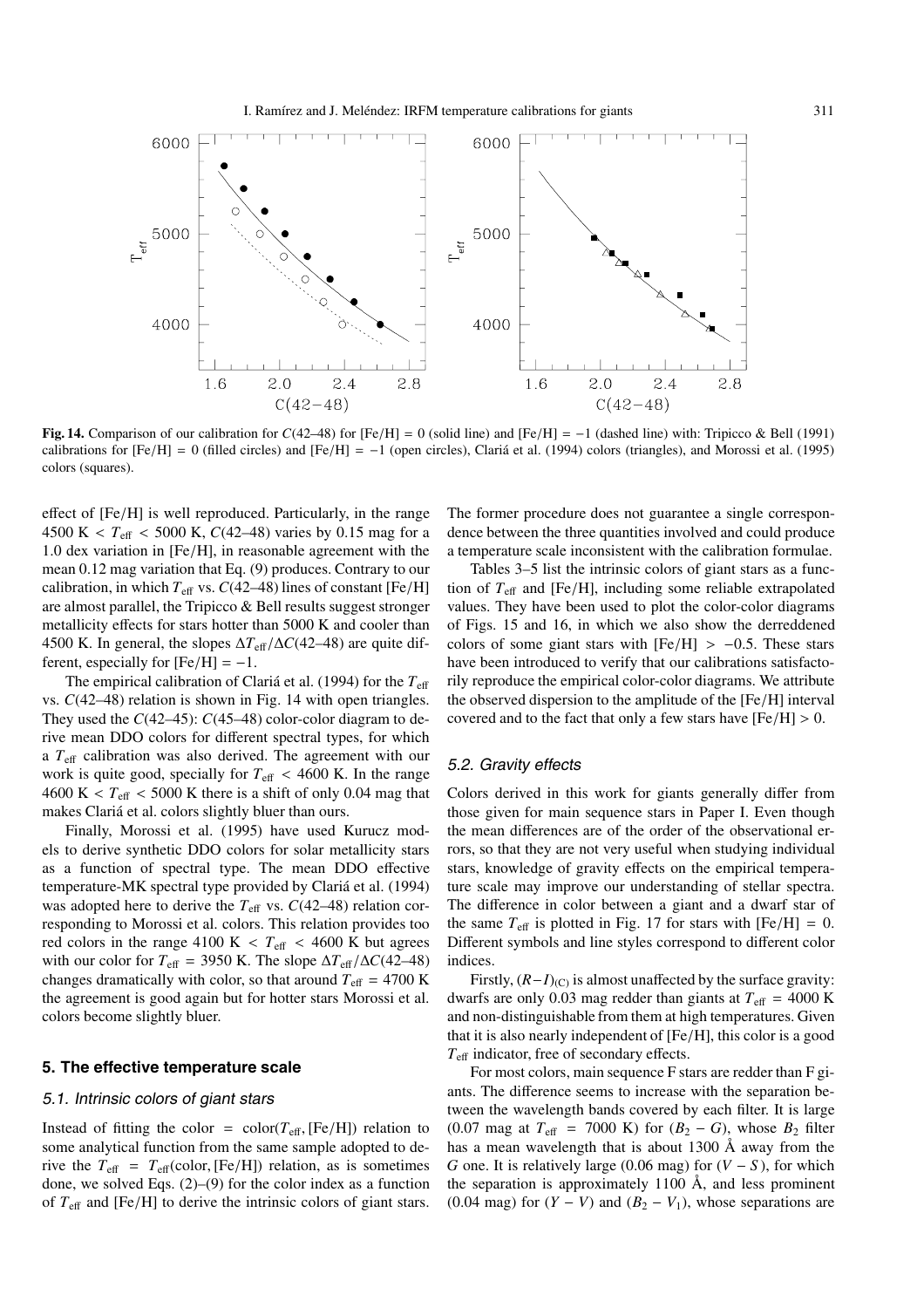**Fig. 14.** Comparison of our calibration for $C(42–48)$ for [Fe/H] = 0 (solid line) and [Fe/H] = −1 (dashed line) with: Tripicco & Bell (1991) calibrations for [Fe/H] = 0 (filled circles) and [Fe/H] = −1 (open circles), Clariá et al. (1994) colors (triangles), and Morossi et al. (1995) colors (squares).

effect of [Fe/H] is well reproduced. Particularly, in the range 4500 K $< T_{\rm eff} <$ 5000 K, $C(42–48)$ varies by 0.15 mag for a 1.0 dex variation in [Fe/H], in reasonable agreement with the mean 0.12 mag variation that Eq. (9) produces. Contrary to our calibration, in which $T_{\rm eff}$ vs. $C(42–48)$ lines of constant [Fe/H] are almost parallel, the Tripicco & Bell results suggest stronger metallicity effects for stars hotter than 5000 K and cooler than 4500 K. In general, the slopes $\Delta T_{\rm eff}/\Delta C(42–48)$ are quite different, especially for [Fe/H] = −1.

The empirical calibration of Clariá et al. (1994) for the $T_{\rm eff}$ vs. $C(42–48)$ relation is shown in Fig. 14 with open triangles. They used the $C(42–45)$: $C(45–48)$ color-color diagram to derive mean DDO colors for different spectral types, for which a $T_{\rm eff}$ calibration was also derived. The agreement with our work is quite good, specially for $T_{\rm eff} <$ 4600 K. In the range 4600 K $< T_{\rm eff} <$ 5000 K there is a shift of only 0.04 mag that makes Clariá et al. colors slightly bluer than ours.

Finally, Morossi et al. (1995) have used Kurucz models to derive synthetic DDO colors for solar metallicity stars as a function of spectral type. The mean DDO effective temperature-MK spectral type provided by Clariá et al. (1994) was adopted here to derive the $T_{\rm eff}$ vs. $C(42–48)$ relation corresponding to Morossi et al. colors. This relation provides too red colors in the range 4100 K $< T_{\rm eff} <$ 4600 K but agrees with our color for $T_{\rm eff}$ = 3950 K. The slope $\Delta T_{\rm eff}/\Delta C(42–48)$ changes dramatically with color, so that around $T_{\rm eff}$ = 4700 K the agreement is good again but for hotter stars Morossi et al. colors become slightly bluer.

## 5. The effective temperature scale

### 5.1. Intrinsic colors of giant stars

Instead of fitting the color = color($T_{\rm eff}$, [Fe/H]) relation to some analytical function from the same sample adopted to derive the $T_{\rm eff}$ = $T_{\rm eff}$(color, [Fe/H]) relation, as is sometimes done, we solved Eqs. (2)–(9) for the color index as a function of $T_{\rm eff}$ and [Fe/H] to derive the intrinsic colors of giant stars. The former procedure does not guarantee a single correspondence between the three quantities involved and could produce a temperature scale inconsistent with the calibration formulae.

Tables 3–5 list the intrinsic colors of giant stars as a function of $T_{\rm eff}$ and [Fe/H], including some reliable extrapolated values. They have been used to plot the color-color diagrams of Figs. 15 and 16, in which we also show the derreddened colors of some giant stars with [Fe/H] $> -0.5$. These stars have been introduced to verify that our calibrations satisfactorily reproduce the empirical color-color diagrams. We attribute the observed dispersion to the amplitude of the [Fe/H] interval covered and to the fact that only a few stars have [Fe/H] $>$ 0.

### 5.2. Gravity effects

Colors derived in this work for giants generally differ from those given for main sequence stars in Paper I. Even though the mean differences are of the order of the observational errors, so that they are not very useful when studying individual stars, knowledge of gravity effects on the empirical temperature scale may improve our understanding of stellar spectra. The difference in color between a giant and a dwarf star of the same $T_{\rm eff}$ is plotted in Fig. 17 for stars with [Fe/H] = 0. Different symbols and line styles correspond to different color indices.

Firstly, $(R-I)_{\rm (C)}$ is almost unaffected by the surface gravity: dwarfs are only 0.03 mag redder than giants at $T_{\rm eff}$ = 4000 K and non-distinguishable from them at high temperatures. Given that it is also nearly independent of [Fe/H], this color is a good $T_{\rm eff}$ indicator, free of secondary effects.

For most colors, main sequence F stars are redder than F giants. The difference seems to increase with the separation between the wavelength bands covered by each filter. It is large (0.07 mag at $T_{\rm eff}$ = 7000 K) for $(B_2 - G)$, whose $B_2$ filter has a mean wavelength that is about 1300 Å away from the $G$ one. It is relatively large (0.06 mag) for $(V - S)$, for which the separation is approximately 1100 Å, and less prominent (0.04 mag) for $(Y - V)$ and $(B_2 - V_1)$, whose separations are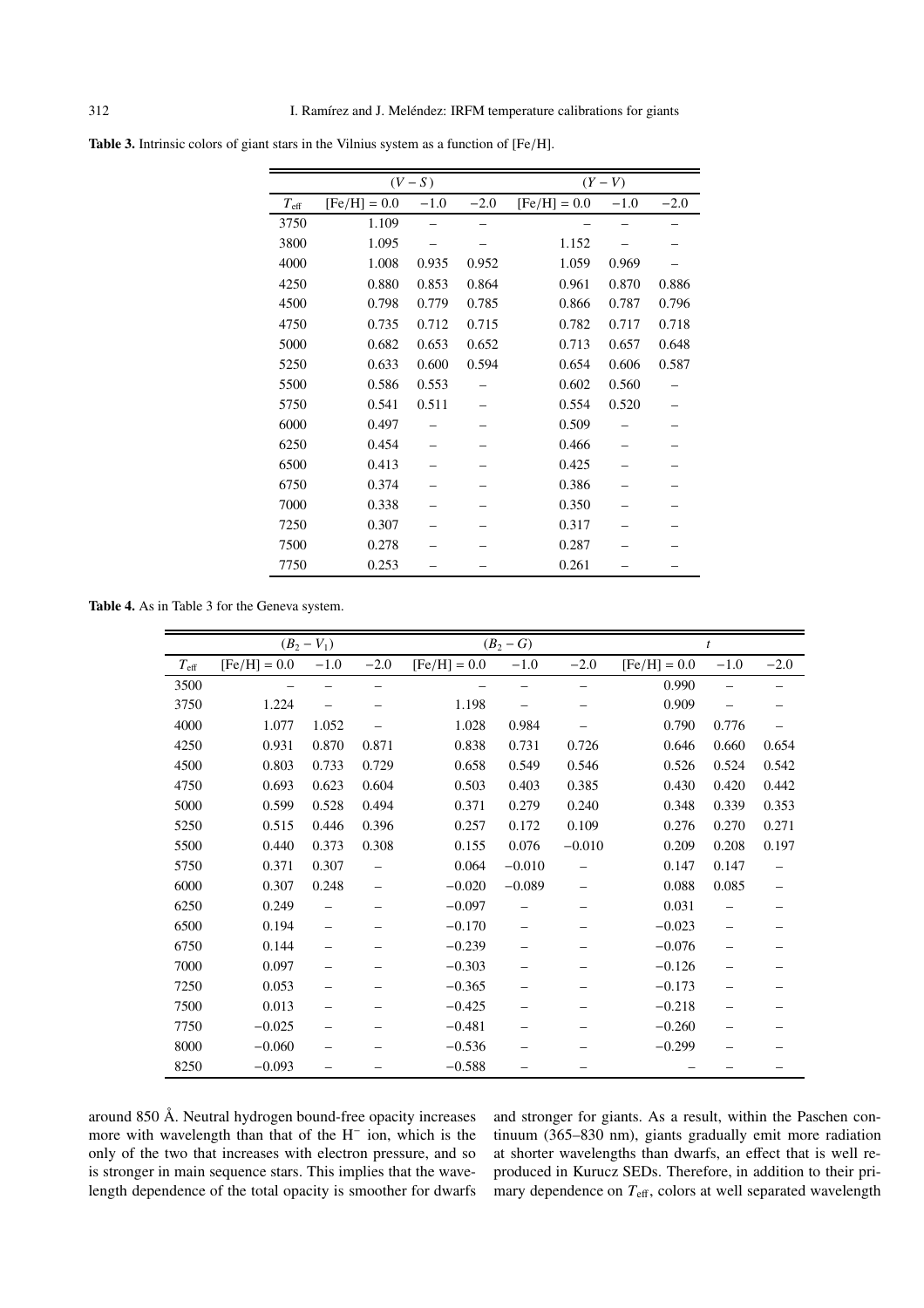**Table 3.** Intrinsic colors of giant stars in the Vilnius system as a function of [Fe/H].

| | $(V-S)$ | | | $(Y-V)$ | | |
|---|---|---|---|---|---|---|
| $T_{\rm eff}$ | [Fe/H] = 0.0 | −1.0 | −2.0 | [Fe/H] = 0.0 | −1.0 | −2.0 |
| 3750 | 1.109 | – | – | – | – | – |
| 3800 | 1.095 | – | – | 1.152 | – | – |
| 4000 | 1.008 | 0.935 | 0.952 | 1.059 | 0.969 | – |
| 4250 | 0.880 | 0.853 | 0.864 | 0.961 | 0.870 | 0.886 |
| 4500 | 0.798 | 0.779 | 0.785 | 0.866 | 0.787 | 0.796 |
| 4750 | 0.735 | 0.712 | 0.715 | 0.782 | 0.717 | 0.718 |
| 5000 | 0.682 | 0.653 | 0.652 | 0.713 | 0.657 | 0.648 |
| 5250 | 0.633 | 0.600 | 0.594 | 0.654 | 0.606 | 0.587 |
| 5500 | 0.586 | 0.553 | – | 0.602 | 0.560 | – |
| 5750 | 0.541 | 0.511 | – | 0.554 | 0.520 | – |
| 6000 | 0.497 | – | – | 0.509 | – | – |
| 6250 | 0.454 | – | – | 0.466 | – | – |
| 6500 | 0.413 | – | – | 0.425 | – | – |
| 6750 | 0.374 | – | – | 0.386 | – | – |
| 7000 | 0.338 | – | – | 0.350 | – | – |
| 7250 | 0.307 | – | – | 0.317 | – | – |
| 7500 | 0.278 | – | – | 0.287 | – | – |
| 7750 | 0.253 | – | – | 0.261 | – | – |

**Table 4.** As in Table 3 for the Geneva system.

| | $(B_2-V_1)$ | | | $(B_2-G)$ | | | $t$ | | |
|---|---|---|---|---|---|---|---|---|---|
| $T_{\rm eff}$ | [Fe/H] = 0.0 | −1.0 | −2.0 | [Fe/H] = 0.0 | −1.0 | −2.0 | [Fe/H] = 0.0 | −1.0 | −2.0 |
| 3500 | – | – | – | – | – | – | 0.990 | – | – |
| 3750 | 1.224 | – | – | 1.198 | – | – | 0.909 | – | – |
| 4000 | 1.077 | 1.052 | – | 1.028 | 0.984 | – | 0.790 | 0.776 | – |
| 4250 | 0.931 | 0.870 | 0.871 | 0.838 | 0.731 | 0.726 | 0.646 | 0.660 | 0.654 |
| 4500 | 0.803 | 0.733 | 0.729 | 0.658 | 0.549 | 0.546 | 0.526 | 0.524 | 0.542 |
| 4750 | 0.693 | 0.623 | 0.604 | 0.503 | 0.403 | 0.385 | 0.430 | 0.420 | 0.442 |
| 5000 | 0.599 | 0.528 | 0.494 | 0.371 | 0.279 | 0.240 | 0.348 | 0.339 | 0.353 |
| 5250 | 0.515 | 0.446 | 0.396 | 0.257 | 0.172 | 0.109 | 0.276 | 0.270 | 0.271 |
| 5500 | 0.440 | 0.373 | 0.308 | 0.155 | 0.076 | −0.010 | 0.209 | 0.208 | 0.197 |
| 5750 | 0.371 | 0.307 | – | 0.064 | −0.010 | – | 0.147 | 0.147 | – |
| 6000 | 0.307 | 0.248 | – | −0.020 | −0.089 | – | 0.088 | 0.085 | – |
| 6250 | 0.249 | – | – | −0.097 | – | – | 0.031 | – | – |
| 6500 | 0.194 | – | – | −0.170 | – | – | −0.023 | – | – |
| 6750 | 0.144 | – | – | −0.239 | – | – | −0.076 | – | – |
| 7000 | 0.097 | – | – | −0.303 | – | – | −0.126 | – | – |
| 7250 | 0.053 | – | – | −0.365 | – | – | −0.173 | – | – |
| 7500 | 0.013 | – | – | −0.425 | – | – | −0.218 | – | – |
| 7750 | −0.025 | – | – | −0.481 | – | – | −0.260 | – | – |
| 8000 | −0.060 | – | – | −0.536 | – | – | −0.299 | – | – |
| 8250 | −0.093 | – | – | −0.588 | – | – | – | – | – |

around 850 Å. Neutral hydrogen bound-free opacity increases more with wavelength than that of the $H^-$ ion, which is the only of the two that increases with electron pressure, and so is stronger in main sequence stars. This implies that the wavelength dependence of the total opacity is smoother for dwarfs and stronger for giants. As a result, within the Paschen continuum (365–830 nm), giants gradually emit more radiation at shorter wavelengths than dwarfs, an effect that is well reproduced in Kurucz SEDs. Therefore, in addition to their primary dependence on $T_{\rm eff}$, colors at well separated wavelength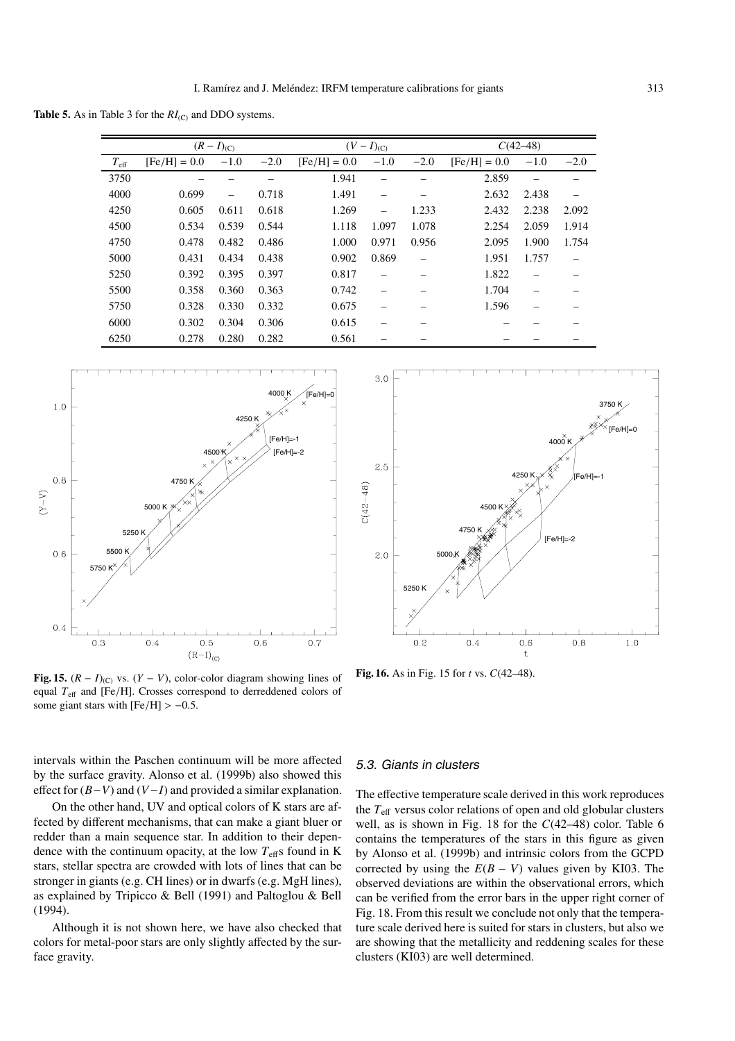**Table 5.** As in Table 3 for the $RI_{(C)}$ and DDO systems.

| | $(R-I)_{(C)}$ | | | $(V-I)_{(C)}$ | | | $C(42–48)$ | | |
|---|---|---|---|---|---|---|---|---|---|
| $T_{\rm eff}$ | [Fe/H] = 0.0 | −1.0 | −2.0 | [Fe/H] = 0.0 | −1.0 | −2.0 | [Fe/H] = 0.0 | −1.0 | −2.0 |
| 3750 | – | – | – | 1.941 | – | – | 2.859 | – | – |
| 4000 | 0.699 | – | 0.718 | 1.491 | – | – | 2.632 | 2.438 | – |
| 4250 | 0.605 | 0.611 | 0.618 | 1.269 | – | 1.233 | 2.432 | 2.238 | 2.092 |
| 4500 | 0.534 | 0.539 | 0.544 | 1.118 | 1.097 | 1.078 | 2.254 | 2.059 | 1.914 |
| 4750 | 0.478 | 0.482 | 0.486 | 1.000 | 0.971 | 0.956 | 2.095 | 1.900 | 1.754 |
| 5000 | 0.431 | 0.434 | 0.438 | 0.902 | 0.869 | – | 1.951 | 1.757 | – |
| 5250 | 0.392 | 0.395 | 0.397 | 0.817 | – | – | 1.822 | – | – |
| 5500 | 0.358 | 0.360 | 0.363 | 0.742 | – | – | 1.704 | – | – |
| 5750 | 0.328 | 0.330 | 0.332 | 0.675 | – | – | 1.596 | – | – |
| 6000 | 0.302 | 0.304 | 0.306 | 0.615 | – | – | – | – | – |
| 6250 | 0.278 | 0.280 | 0.282 | 0.561 | – | – | – | – | – |

**Fig. 15.** $(R-I)_{(C)}$ vs. $(Y-V)$, color-color diagram showing lines of equal $T_{\rm eff}$ and [Fe/H]. Crosses correspond to derreddened colors of some giant stars with [Fe/H] $> -0.5$.

**Fig. 16.** As in Fig. 15 for $t$ vs. $C(42–48)$.

intervals within the Paschen continuum will be more affected by the surface gravity. Alonso et al. (1999b) also showed this effect for $(B-V)$ and $(V-I)$ and provided a similar explanation.

On the other hand, UV and optical colors of K stars are affected by different mechanisms, that can make a giant bluer or redder than a main sequence star. In addition to their dependence with the continuum opacity, at the low $T_{\rm eff}$s found in K stars, stellar spectra are crowded with lots of lines that can be stronger in giants (e.g. CH lines) or in dwarfs (e.g. MgH lines), as explained by Tripicco & Bell (1991) and Paltoglou & Bell (1994).

Although it is not shown here, we have also checked that colors for metal-poor stars are only slightly affected by the surface gravity.

### 5.3. Giants in clusters

The effective temperature scale derived in this work reproduces the $T_{\rm eff}$ versus color relations of open and old globular clusters well, as is shown in Fig. 18 for the $C(42–48)$ color. Table 6 contains the temperatures of the stars in this figure as given by Alonso et al. (1999b) and intrinsic colors from the GCPD corrected by using the $E(B-V)$ values given by KI03. The observed deviations are within the observational errors, which can be verified from the error bars in the upper right corner of Fig. 18. From this result we conclude not only that the temperature scale derived here is suited for stars in clusters, but also we are showing that the metallicity and reddening scales for these clusters (KI03) are well determined.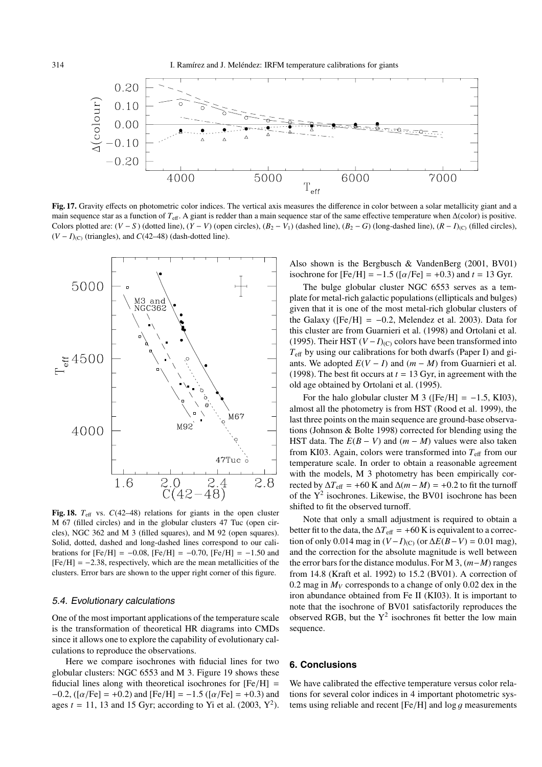**Fig. 17.** Gravity effects on photometric color indices. The vertical axis measures the difference in color between a solar metallicity giant and a main sequence star as a function of $T_{\rm eff}$. A giant is redder than a main sequence star of the same effective temperature when $\Delta$(color) is positive. Colors plotted are: $(V-S)$ (dotted line), $(Y-V)$ (open circles), $(B_2-V_1)$ (dashed line), $(B_2-G)$ (long-dashed line), $(R-I)_{\rm (C)}$ (filled circles), $(V-I)_{\rm (C)}$ (triangles), and $C$(42–48) (dash-dotted line).

**Fig. 18.** $T_{\rm eff}$ vs. $C$(42–48) relations for giants in the open cluster M 67 (filled circles) and in the globular clusters 47 Tuc (open circles), NGC 362 and M 3 (filled squares), and M 92 (open squares). Solid, dotted, dashed and long-dashed lines correspond to our calibrations for [Fe/H] = −0.08, [Fe/H] = −0.70, [Fe/H] = −1.50 and [Fe/H] = −2.38, respectively, which are the mean metallicities of the clusters. Error bars are shown to the upper right corner of this figure.

### 5.4. Evolutionary calculations

One of the most important applications of the temperature scale is the transformation of theoretical HR diagrams into CMDs since it allows one to explore the capability of evolutionary calculations to reproduce the observations.

Here we compare isochrones with fiducial lines for two globular clusters: NGC 6553 and M 3. Figure 19 shows these fiducial lines along with theoretical isochrones for [Fe/H] = −0.2, ([$\alpha$/Fe] = +0.2) and [Fe/H] = −1.5 ([$\alpha$/Fe] = +0.3) and ages $t$ = 11, 13 and 15 Gyr; according to Yi et al. (2003, $Y^2$). Also shown is the Bergbusch & VandenBerg (2001, BV01) isochrone for [Fe/H] = −1.5 ([$\alpha$/Fe] = +0.3) and $t$ = 13 Gyr.

The bulge globular cluster NGC 6553 serves as a template for metal-rich galactic populations (ellipticals and bulges) given that it is one of the most metal-rich globular clusters of the Galaxy ([Fe/H] = −0.2, Melendez et al. 2003). Data for this cluster are from Guarnieri et al. (1998) and Ortolani et al. (1995). Their HST $(V-I)_{\rm (C)}$ colors have been transformed into $T_{\rm eff}$ by using our calibrations for both dwarfs (Paper I) and giants. We adopted $E(V-I)$ and $(m-M)$ from Guarnieri et al. (1998). The best fit occurs at $t$ = 13 Gyr, in agreement with the old age obtained by Ortolani et al. (1995).

For the halo globular cluster M 3 ([Fe/H] = −1.5, KI03), almost all the photometry is from HST (Rood et al. 1999), the last three points on the main sequence are ground-base observations (Johnson & Bolte 1998) corrected for blending using the HST data. The $E(B-V)$ and $(m-M)$ values were also taken from KI03. Again, colors were transformed into $T_{\rm eff}$ from our temperature scale. In order to obtain a reasonable agreement with the models, M 3 photometry has been empirically corrected by $\Delta T_{\rm eff}$ = +60 K and $\Delta(m-M)$ = +0.2 to fit the turnoff of the $Y^2$ isochrones. Likewise, the BV01 isochrone has been shifted to fit the observed turnoff.

Note that only a small adjustment is required to obtain a better fit to the data, the $\Delta T_{\rm eff}$ = +60 K is equivalent to a correction of only 0.014 mag in $(V-I)_{\rm (C)}$ (or $\Delta E(B-V)$ = 0.01 mag), and the correction for the absolute magnitude is well between the error bars for the distance modulus. For M 3, $(m-M)$ ranges from 14.8 (Kraft et al. 1992) to 15.2 (BV01). A correction of 0.2 mag in $M_V$ corresponds to a change of only 0.02 dex in the iron abundance obtained from Fe II (KI03). It is important to note that the isochrone of BV01 satisfactorily reproduces the observed RGB, but the $Y^2$ isochrones fit better the low main sequence.

## 6. Conclusions

We have calibrated the effective temperature versus color relations for several color indices in 4 important photometric systems using reliable and recent [Fe/H] and $\log g$ measurements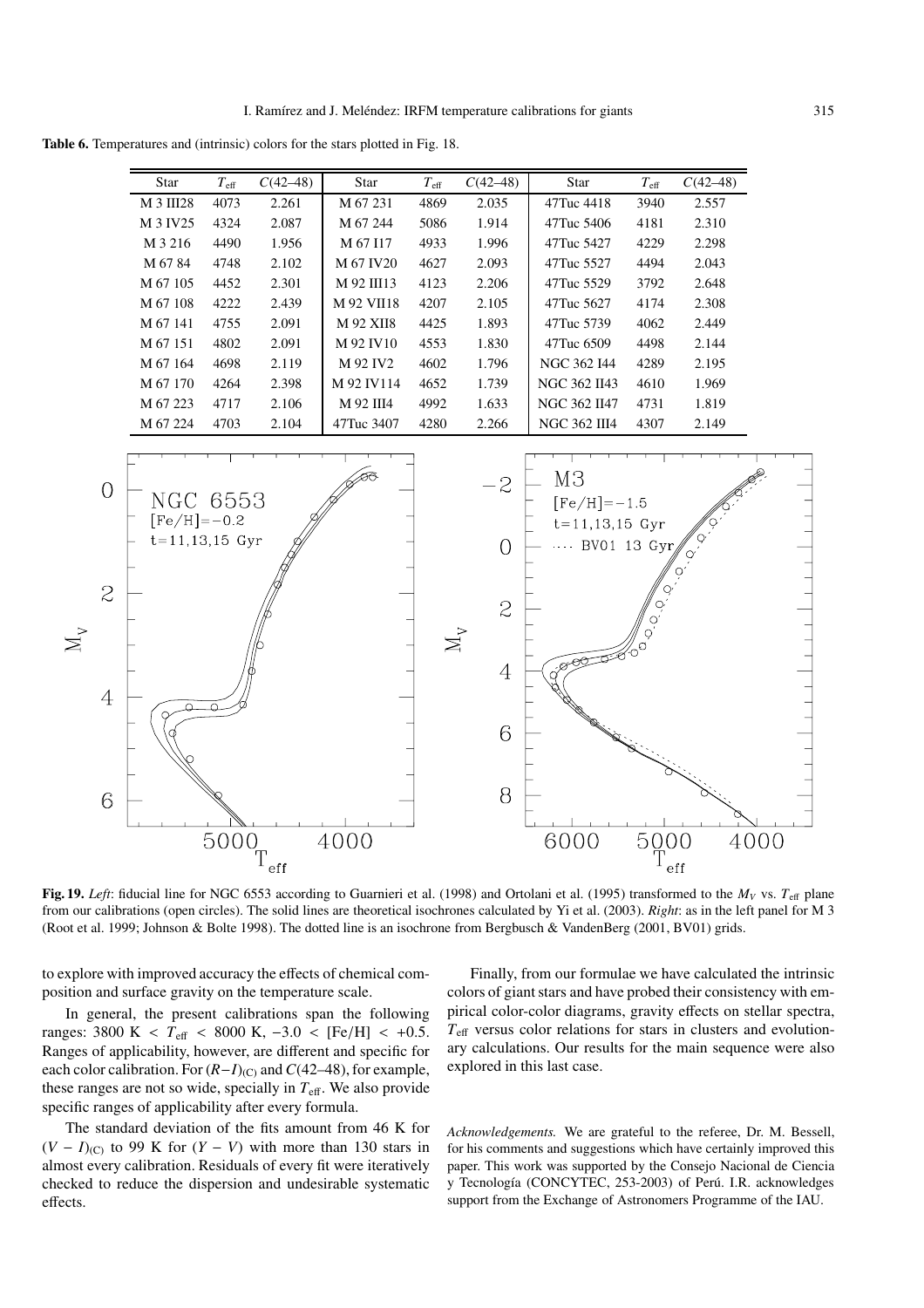**Table 6.** Temperatures and (intrinsic) colors for the stars plotted in Fig. 18.

| Star | $T_{\rm eff}$ | $C$(42–48) | Star | $T_{\rm eff}$ | $C$(42–48) | Star | $T_{\rm eff}$ | $C$(42–48) |
|---|---|---|---|---|---|---|---|---|
| M 3 III28 | 4073 | 2.261 | M 67 231 | 4869 | 2.035 | 47Tuc 4418 | 3940 | 2.557 |
| M 3 IV25 | 4324 | 2.087 | M 67 244 | 5086 | 1.914 | 47Tuc 5406 | 4181 | 2.310 |
| M 3 216 | 4490 | 1.956 | M 67 I17 | 4933 | 1.996 | 47Tuc 5427 | 4229 | 2.298 |
| M 67 84 | 4748 | 2.102 | M 67 IV20 | 4627 | 2.093 | 47Tuc 5527 | 4494 | 2.043 |
| M 67 105 | 4452 | 2.301 | M 92 III13 | 4123 | 2.206 | 47Tuc 5529 | 3792 | 2.648 |
| M 67 108 | 4222 | 2.439 | M 92 VII18 | 4207 | 2.105 | 47Tuc 5627 | 4174 | 2.308 |
| M 67 141 | 4755 | 2.091 | M 92 XII8 | 4425 | 1.893 | 47Tuc 5739 | 4062 | 2.449 |
| M 67 151 | 4802 | 2.091 | M 92 IV10 | 4553 | 1.830 | 47Tuc 6509 | 4498 | 2.144 |
| M 67 164 | 4698 | 2.119 | M 92 IV2 | 4602 | 1.796 | NGC 362 I44 | 4289 | 2.195 |
| M 67 170 | 4264 | 2.398 | M 92 IV114 | 4652 | 1.739 | NGC 362 II43 | 4610 | 1.969 |
| M 67 223 | 4717 | 2.106 | M 92 III4 | 4992 | 1.633 | NGC 362 II47 | 4731 | 1.819 |
| M 67 224 | 4703 | 2.104 | 47Tuc 3407 | 4280 | 2.266 | NGC 362 III4 | 4307 | 2.149 |

**Fig. 19.** *Left*: fiducial line for NGC 6553 according to Guarnieri et al. (1998) and Ortolani et al. (1995) transformed to the $M_V$ vs. $T_{\rm eff}$ plane from our calibrations (open circles). The solid lines are theoretical isochrones calculated by Yi et al. (2003). *Right*: as in the left panel for M 3 (Root et al. 1999; Johnson & Bolte 1998). The dotted line is an isochrone from Bergbusch & VandenBerg (2001, BV01) grids.

to explore with improved accuracy the effects of chemical composition and surface gravity on the temperature scale.

In general, the present calibrations span the following ranges: 3800 K $< T_{\rm eff} <$ 8000 K, $-3.0 <$ [Fe/H] $< +0.5$. Ranges of applicability, however, are different and specific for each color calibration. For $(R-I)_{\rm (C)}$ and $C$(42–48), for example, these ranges are not so wide, specially in $T_{\rm eff}$. We also provide specific ranges of applicability after every formula.

The standard deviation of the fits amount from 46 K for $(V-I)_{\rm (C)}$ to 99 K for $(Y-V)$ with more than 130 stars in almost every calibration. Residuals of every fit were iteratively checked to reduce the dispersion and undesirable systematic effects.

Finally, from our formulae we have calculated the intrinsic colors of giant stars and have probed their consistency with empirical color-color diagrams, gravity effects on stellar spectra, $T_{\rm eff}$ versus color relations for stars in clusters and evolutionary calculations. Our results for the main sequence were also explored in this last case.

*Acknowledgements.* We are grateful to the referee, Dr. M. Bessell, for his comments and suggestions which have certainly improved this paper. This work was supported by the Consejo Nacional de Ciencia y Tecnología (CONCYTEC, 253-2003) of Perú. I.R. acknowledges support from the Exchange of Astronomers Programme of the IAU.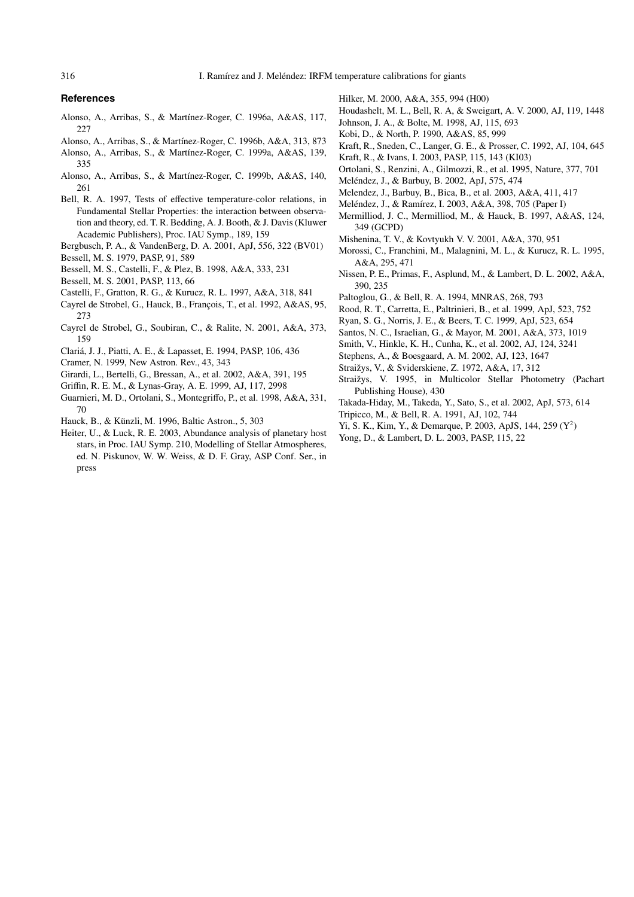## References

Alonso, A., Arribas, S., & Martínez-Roger, C. 1996a, A&AS, 117, 227

Alonso, A., Arribas, S., & Martínez-Roger, C. 1996b, A&A, 313, 873

Alonso, A., Arribas, S., & Martínez-Roger, C. 1999a, A&AS, 139, 335

Alonso, A., Arribas, S., & Martínez-Roger, C. 1999b, A&AS, 140, 261

Bell, R. A. 1997, Tests of effective temperature-color relations, in Fundamental Stellar Properties: the interaction between observation and theory, ed. T. R. Bedding, A. J. Booth, & J. Davis (Kluwer Academic Publishers), Proc. IAU Symp., 189, 159

Bergbusch, P. A., & VandenBerg, D. A. 2001, ApJ, 556, 322 (BV01)

Bessell, M. S. 1979, PASP, 91, 589

Bessell, M. S., Castelli, F., & Plez, B. 1998, A&A, 333, 231

Bessell, M. S. 2001, PASP, 113, 66

Castelli, F., Gratton, R. G., & Kurucz, R. L. 1997, A&A, 318, 841

Cayrel de Strobel, G., Hauck, B., François, T., et al. 1992, A&AS, 95, 273

Cayrel de Strobel, G., Soubiran, C., & Ralite, N. 2001, A&A, 373, 159

Clariá, J. J., Piatti, A. E., & Lapasset, E. 1994, PASP, 106, 436

Cramer, N. 1999, New Astron. Rev., 43, 343

Girardi, L., Bertelli, G., Bressan, A., et al. 2002, A&A, 391, 195

Griffin, R. E. M., & Lynas-Gray, A. E. 1999, AJ, 117, 2998

Guarnieri, M. D., Ortolani, S., Montegriffo, P., et al. 1998, A&A, 331, 70

Hauck, B., & Künzli, M. 1996, Baltic Astron., 5, 303

Heiter, U., & Luck, R. E. 2003, Abundance analysis of planetary host stars, in Proc. IAU Symp. 210, Modelling of Stellar Atmospheres, ed. N. Piskunov, W. W. Weiss, & D. F. Gray, ASP Conf. Ser., in press

Hilker, M. 2000, A&A, 355, 994 (H00)

Houdashelt, M. L., Bell, R. A., & Sweigart, A. V. 2000, AJ, 119, 1448

Johnson, J. A., & Bolte, M. 1998, AJ, 115, 693

Kobi, D., & North, P. 1990, A&AS, 85, 999

Kraft, R., Sneden, C., Langer, G. E., & Prosser, C. 1992, AJ, 104, 645

Kraft, R., & Ivans, I. 2003, PASP, 115, 143 (KI03)

Ortolani, S., Renzini, A., Gilmozzi, R., et al. 1995, Nature, 377, 701

Meléndez, J., & Barbuy, B. 2002, ApJ, 575, 474

Melendez, J., Barbuy, B., Bica, B., et al. 2003, A&A, 411, 417

Meléndez, J., & Ramírez, I. 2003, A&A, 398, 705 (Paper I)

Mermilliod, J. C., Mermilliod, M., & Hauck, B. 1997, A&AS, 124, 349 (GCPD)

Mishenina, T. V., & Kovtyukh V. V. 2001, A&A, 370, 951

Morossi, C., Franchini, M., Malagnini, M. L., & Kurucz, R. L. 1995, A&A, 295, 471

Nissen, P. E., Primas, F., Asplund, M., & Lambert, D. L. 2002, A&A, 390, 235

Paltoglou, G., & Bell, R. A. 1994, MNRAS, 268, 793

Rood, R. T., Carretta, E., Paltrinieri, B., et al. 1999, ApJ, 523, 752

Ryan, S. G., Norris, J. E., & Beers, T. C. 1999, ApJ, 523, 654

Santos, N. C., Israelian, G., & Mayor, M. 2001, A&A, 373, 1019

Smith, V., Hinkle, K. H., Cunha, K., et al. 2002, AJ, 124, 3241

Stephens, A., & Boesgaard, A. M. 2002, AJ, 123, 1647

Straižys, V., & Sviderskiene, Z. 1972, A&A, 17, 312

Straižys, V. 1995, in Multicolor Stellar Photometry (Pachart Publishing House), 430

Takada-Hiday, M., Takeda, Y., Sato, S., et al. 2002, ApJ, 573, 614

Tripicco, M., & Bell, R. A. 1991, AJ, 102, 744

Yi, S. K., Kim, Y., & Demarque, P. 2003, ApJS, 144, 259 ($Y^2$)

Yong, D., & Lambert, D. L. 2003, PASP, 115, 22